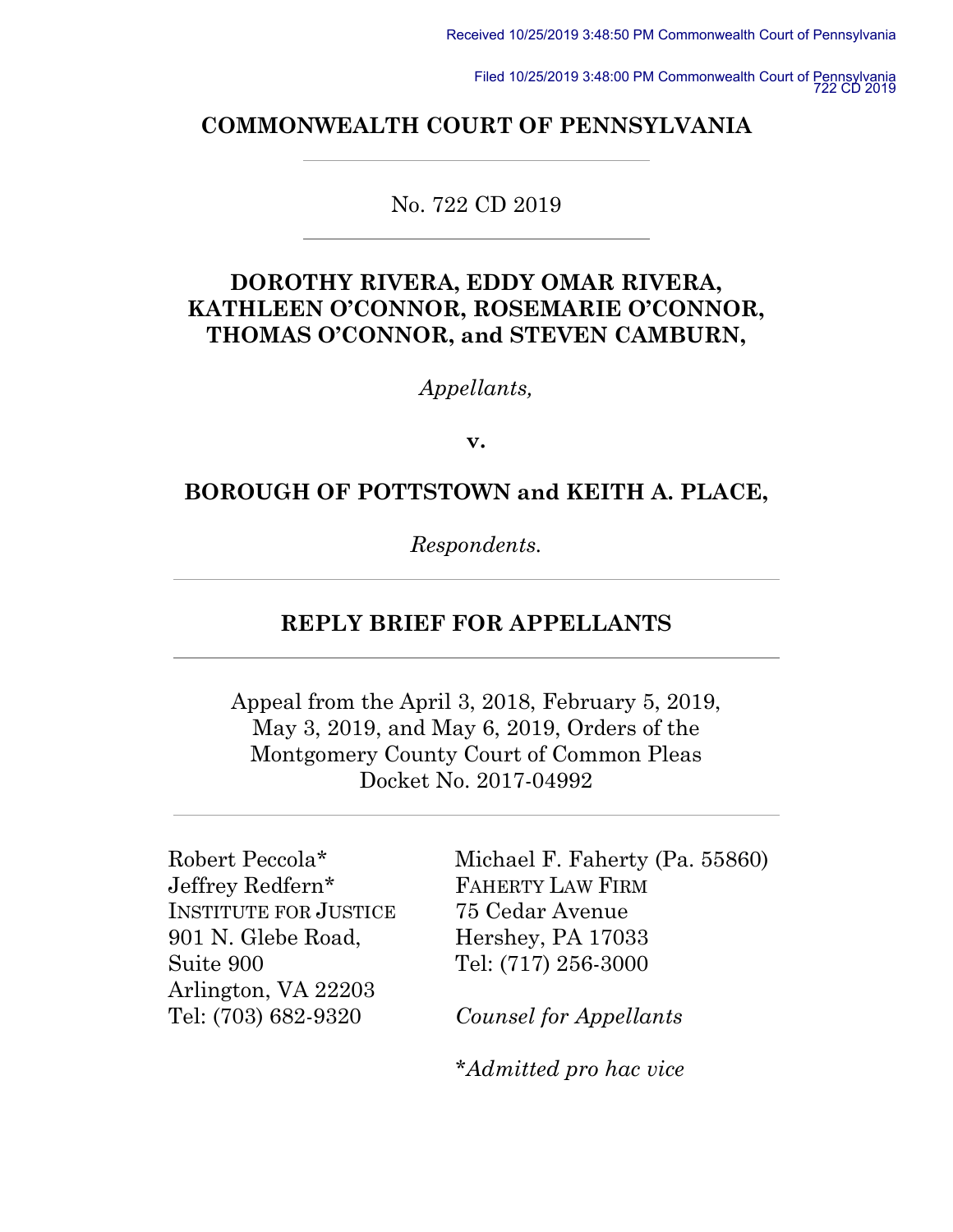Received 10/25/2019 3:48:50 PM Commonwealth Court of Pennsylvania

Filed 10/25/2019 3:48:00 PM Commonwealth Court of Pennsylvania
722 CD 2019

# COMMONWEALTH COURT OF PENNSYLVANIA

No. 722 CD 2019

**DOROTHY RIVERA, EDDY OMAR RIVERA, KATHLEEN O'CONNOR, ROSEMARIE O'CONNOR, THOMAS O'CONNOR, and STEVEN CAMBURN,**

*Appellants,*

**v.**

**BOROUGH OF POTTSTOWN and KEITH A. PLACE,**

*Respondents.*

## REPLY BRIEF FOR APPELLANTS

Appeal from the April 3, 2018, February 5, 2019, May 3, 2019, and May 6, 2019, Orders of the Montgomery County Court of Common Pleas Docket No. 2017-04992

Robert Peccola*
Jeffrey Redfern*
INSTITUTE FOR JUSTICE
901 N. Glebe Road,
Suite 900
Arlington, VA 22203
Tel: (703) 682-9320

Michael F. Faherty (Pa. 55860)
FAHERTY LAW FIRM
75 Cedar Avenue
Hershey, PA 17033
Tel: (717) 256-3000

*Counsel for Appellants*

**Admitted pro hac vice*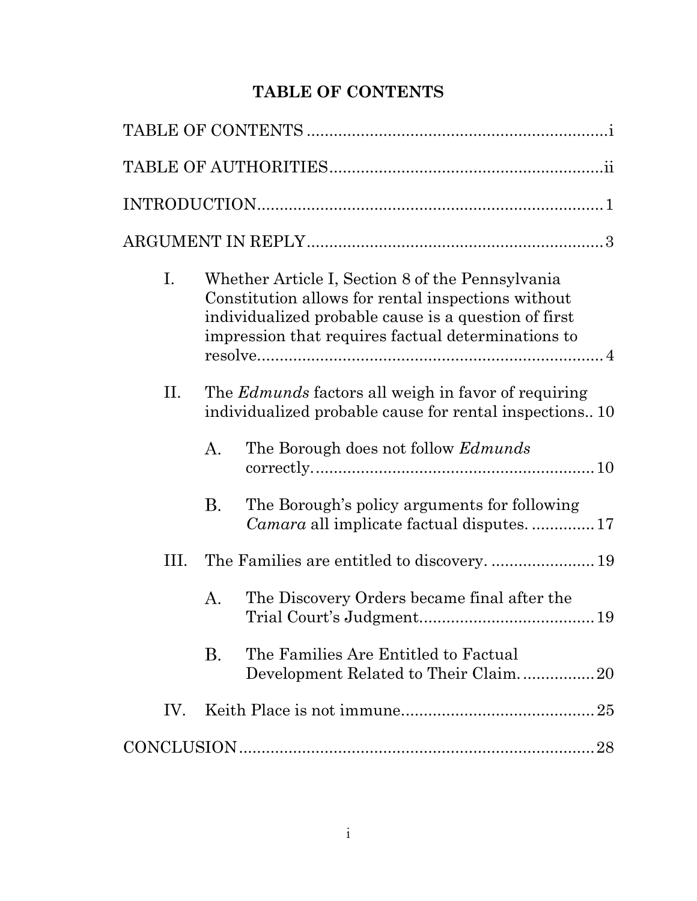# TABLE OF CONTENTS

TABLE OF CONTENTS .................................................................i

TABLE OF AUTHORITIES............................................................ii

INTRODUCTION.........................................................................1

ARGUMENT IN REPLY...............................................................3

I. Whether Article I, Section 8 of the Pennsylvania Constitution allows for rental inspections without individualized probable cause is a question of first impression that requires factual determinations to resolve.......................................................................... 4

II. The *Edmunds* factors all weigh in favor of requiring individualized probable cause for rental inspections.. 10

   A. The Borough does not follow *Edmunds* correctly............................................................ 10

   B. The Borough's policy arguments for following *Camara* all implicate factual disputes. .............. 17

III. The Families are entitled to discovery. ....................... 19

   A. The Discovery Orders became final after the Trial Court's Judgment....................................... 19

   B. The Families Are Entitled to Factual Development Related to Their Claim................ 20

IV. Keith Place is not immune........................................... 25

CONCLUSION............................................................................ 28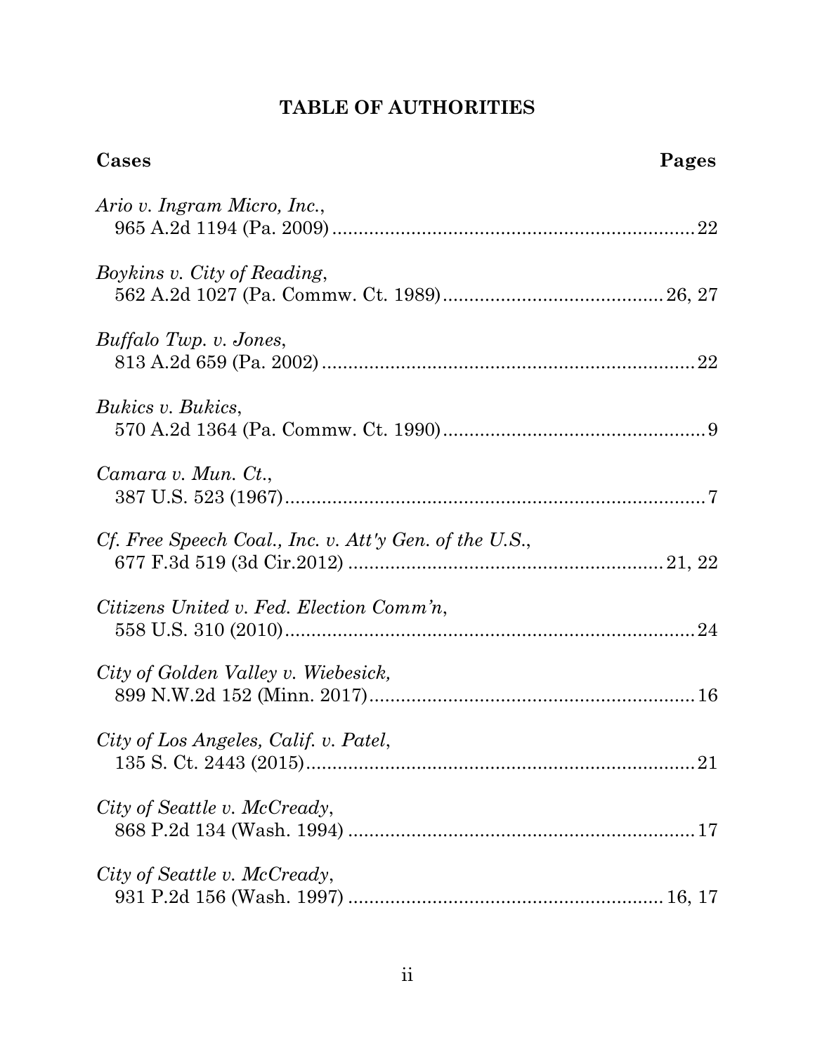# TABLE OF AUTHORITIES

| Cases | Pages |
|---|---|
| *Ario v. Ingram Micro, Inc.*, 965 A.2d 1194 (Pa. 2009) | 22 |
| *Boykins v. City of Reading*, 562 A.2d 1027 (Pa. Commw. Ct. 1989) | 26, 27 |
| *Buffalo Twp. v. Jones*, 813 A.2d 659 (Pa. 2002) | 22 |
| *Bukics v. Bukics*, 570 A.2d 1364 (Pa. Commw. Ct. 1990) | 9 |
| *Camara v. Mun. Ct.*, 387 U.S. 523 (1967) | 7 |
| *Cf. Free Speech Coal., Inc. v. Att'y Gen. of the U.S.*, 677 F.3d 519 (3d Cir.2012) | 21, 22 |
| *Citizens United v. Fed. Election Comm'n*, 558 U.S. 310 (2010) | 24 |
| *City of Golden Valley v. Wiebesick,* 899 N.W.2d 152 (Minn. 2017) | 16 |
| *City of Los Angeles, Calif. v. Patel*, 135 S. Ct. 2443 (2015) | 21 |
| *City of Seattle v. McCready*, 868 P.2d 134 (Wash. 1994) | 17 |
| *City of Seattle v. McCready*, 931 P.2d 156 (Wash. 1997) | 16, 17 |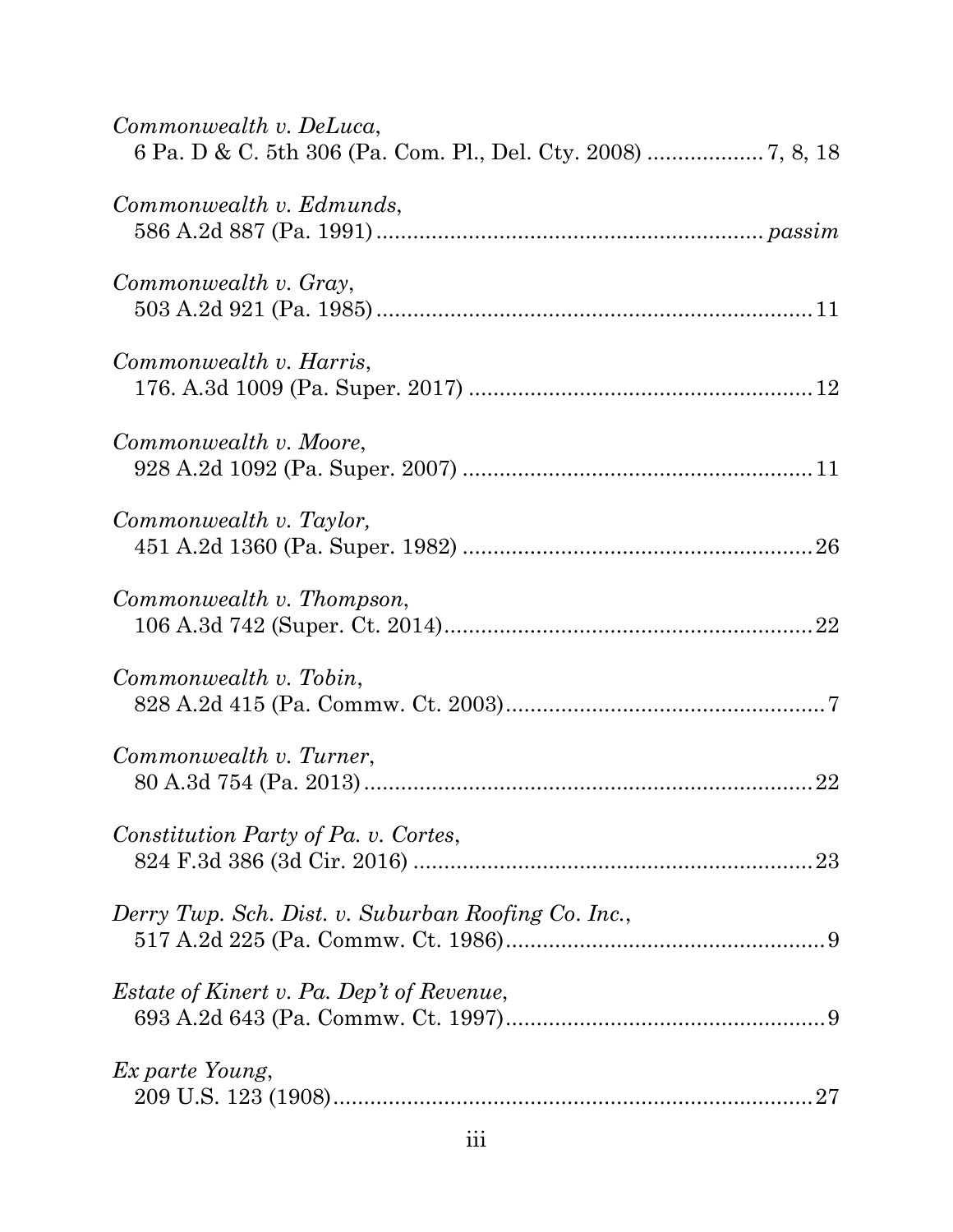*Commonwealth v. DeLuca*,
6 Pa. D & C. 5th 306 (Pa. Com. Pl., Del. Cty. 2008) .................. 7, 8, 18

*Commonwealth v. Edmunds*,
586 A.2d 887 (Pa. 1991) ............................................................ *passim*

*Commonwealth v. Gray*,
503 A.2d 921 (Pa. 1985) ..................................................................... 11

*Commonwealth v. Harris*,
176. A.3d 1009 (Pa. Super. 2017) ....................................................... 12

*Commonwealth v. Moore*,
928 A.2d 1092 (Pa. Super. 2007) ........................................................ 11

*Commonwealth v. Taylor,*
451 A.2d 1360 (Pa. Super. 1982) ........................................................ 26

*Commonwealth v. Thompson*,
106 A.3d 742 (Super. Ct. 2014)........................................................... 22

*Commonwealth v. Tobin*,
828 A.2d 415 (Pa. Commw. Ct. 2003)................................................... 7

*Commonwealth v. Turner*,
80 A.3d 754 (Pa. 2013)........................................................................ 22

*Constitution Party of Pa. v. Cortes*,
824 F.3d 386 (3d Cir. 2016) ................................................................ 23

*Derry Twp. Sch. Dist. v. Suburban Roofing Co. Inc.*,
517 A.2d 225 (Pa. Commw. Ct. 1986)................................................... 9

*Estate of Kinert v. Pa. Dep't of Revenue*,
693 A.2d 643 (Pa. Commw. Ct. 1997)................................................... 9

*Ex parte Young*,
209 U.S. 123 (1908).............................................................................. 27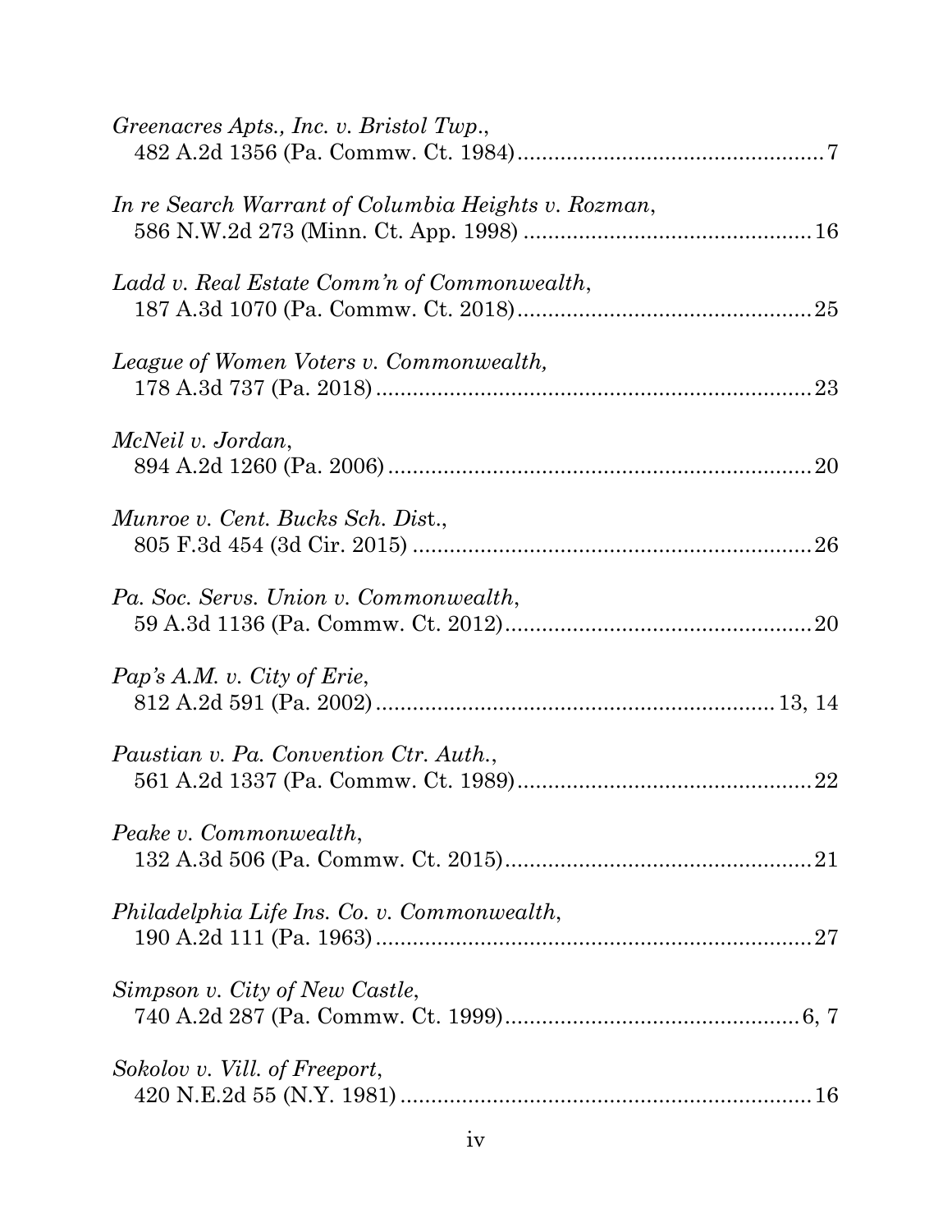*Greenacres Apts., Inc. v. Bristol Twp.*,
482 A.2d 1356 (Pa. Commw. Ct. 1984) ..................................................7

*In re Search Warrant of Columbia Heights v. Rozman*,
586 N.W.2d 273 (Minn. Ct. App. 1998) ..............................................16

*Ladd v. Real Estate Comm'n of Commonwealth*,
187 A.3d 1070 (Pa. Commw. Ct. 2018) ................................................25

*League of Women Voters v. Commonwealth,*
178 A.3d 737 (Pa. 2018) .......................................................................23

*McNeil v. Jordan*,
894 A.2d 1260 (Pa. 2006) .....................................................................20

*Munroe v. Cent. Bucks Sch. Dist*.,
805 F.3d 454 (3d Cir. 2015) .................................................................26

*Pa. Soc. Servs. Union v. Commonwealth*,
59 A.3d 1136 (Pa. Commw. Ct. 2012) ..................................................20

*Pap's A.M. v. City of Erie*,
812 A.2d 591 (Pa. 2002) ................................................................ 13, 14

*Paustian v. Pa. Convention Ctr. Auth.*,
561 A.2d 1337 (Pa. Commw. Ct. 1989) ................................................22

*Peake v. Commonwealth*,
132 A.3d 506 (Pa. Commw. Ct. 2015) ..................................................21

*Philadelphia Life Ins. Co. v. Commonwealth*,
190 A.2d 111 (Pa. 1963) .......................................................................27

*Simpson v. City of New Castle*,
740 A.2d 287 (Pa. Commw. Ct. 1999) ................................................6, 7

*Sokolov v. Vill. of Freeport*,
420 N.E.2d 55 (N.Y. 1981) ...................................................................16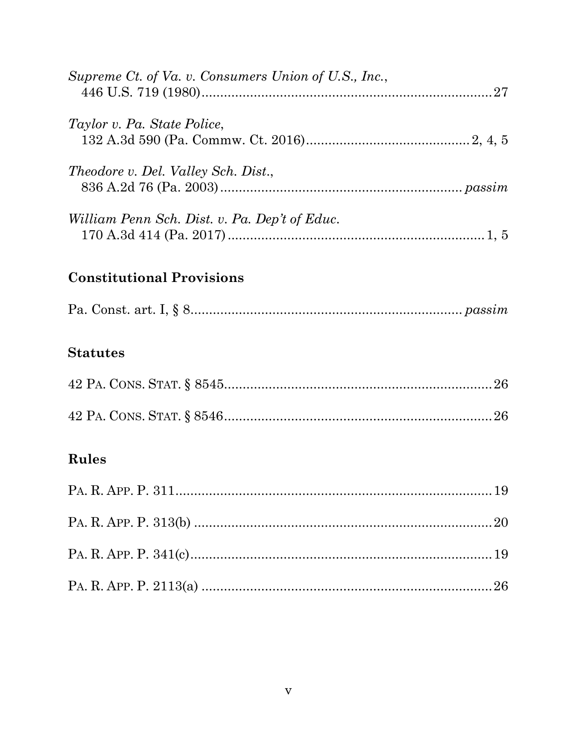*Supreme Ct. of Va. v. Consumers Union of U.S., Inc.*,
446 U.S. 719 (1980)............................................................................27

*Taylor v. Pa. State Police*,
132 A.3d 590 (Pa. Commw. Ct. 2016)..........................................2, 4, 5

*Theodore v. Del. Valley Sch. Dist.*,
836 A.2d 76 (Pa. 2003)............................................................... *passim*

*William Penn Sch. Dist. v. Pa. Dep't of Educ.*
170 A.3d 414 (Pa. 2017)...................................................................1, 5

## Constitutional Provisions

Pa. Const. art. I, § 8....................................................................... *passim*

## Statutes

42 PA. CONS. STAT. § 8545.......................................................................26

42 PA. CONS. STAT. § 8546.......................................................................26

## Rules

PA. R. APP. P. 311....................................................................................19

PA. R. APP. P. 313(b) ...............................................................................20

PA. R. APP. P. 341(c)................................................................................19

PA. R. APP. P. 2113(a) .............................................................................26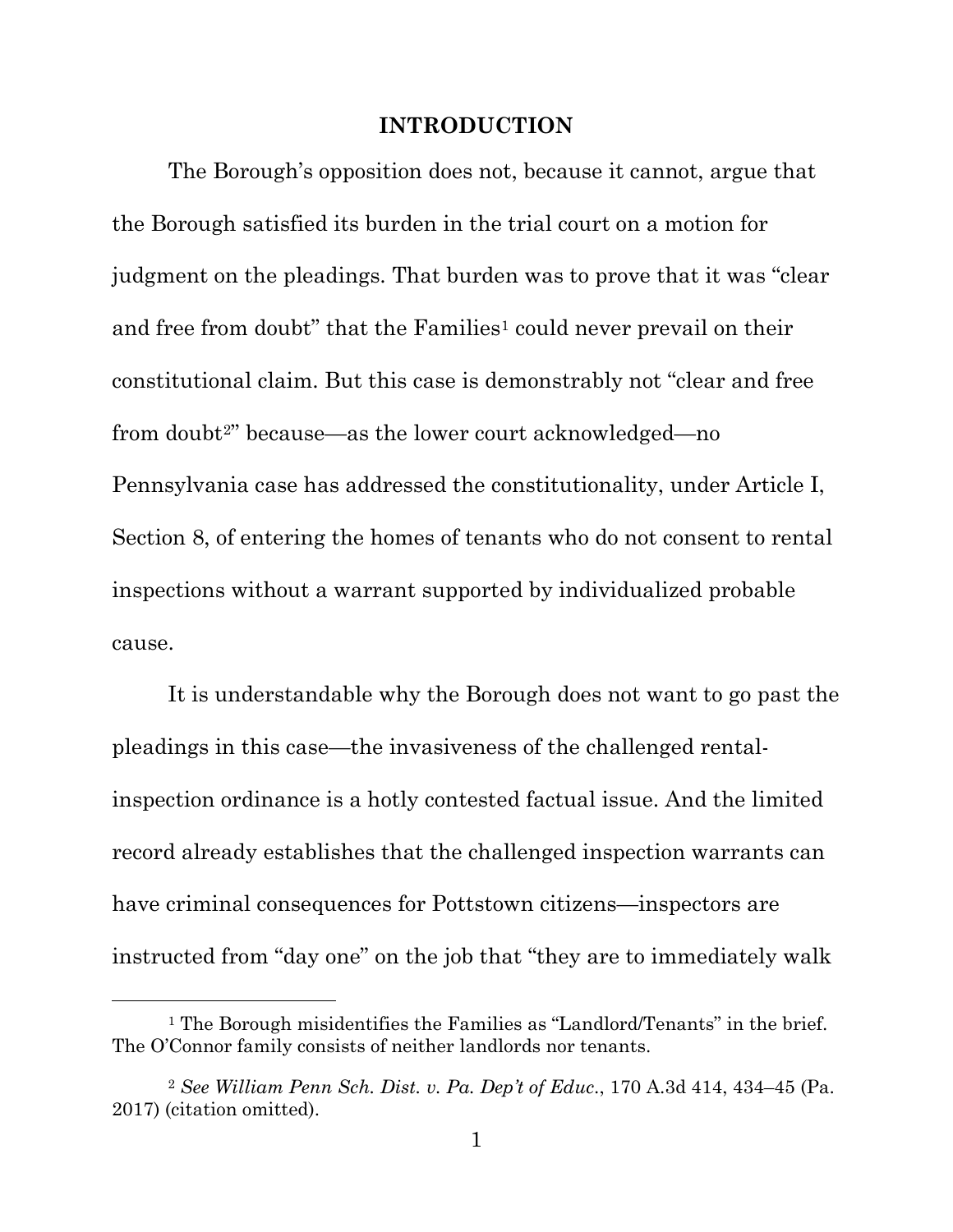## INTRODUCTION

The Borough's opposition does not, because it cannot, argue that the Borough satisfied its burden in the trial court on a motion for judgment on the pleadings. That burden was to prove that it was "clear and free from doubt" that the Families[1] could never prevail on their constitutional claim. But this case is demonstrably not "clear and free from doubt[2]" because—as the lower court acknowledged—no Pennsylvania case has addressed the constitutionality, under Article I, Section 8, of entering the homes of tenants who do not consent to rental inspections without a warrant supported by individualized probable cause.

It is understandable why the Borough does not want to go past the pleadings in this case—the invasiveness of the challenged rental-inspection ordinance is a hotly contested factual issue. And the limited record already establishes that the challenged inspection warrants can have criminal consequences for Pottstown citizens—inspectors are instructed from "day one" on the job that "they are to immediately walk

---

[1] The Borough misidentifies the Families as "Landlord/Tenants" in the brief. The O'Connor family consists of neither landlords nor tenants.

[2] *See William Penn Sch. Dist. v. Pa. Dep't of Educ.*, 170 A.3d 414, 434–45 (Pa. 2017) (citation omitted).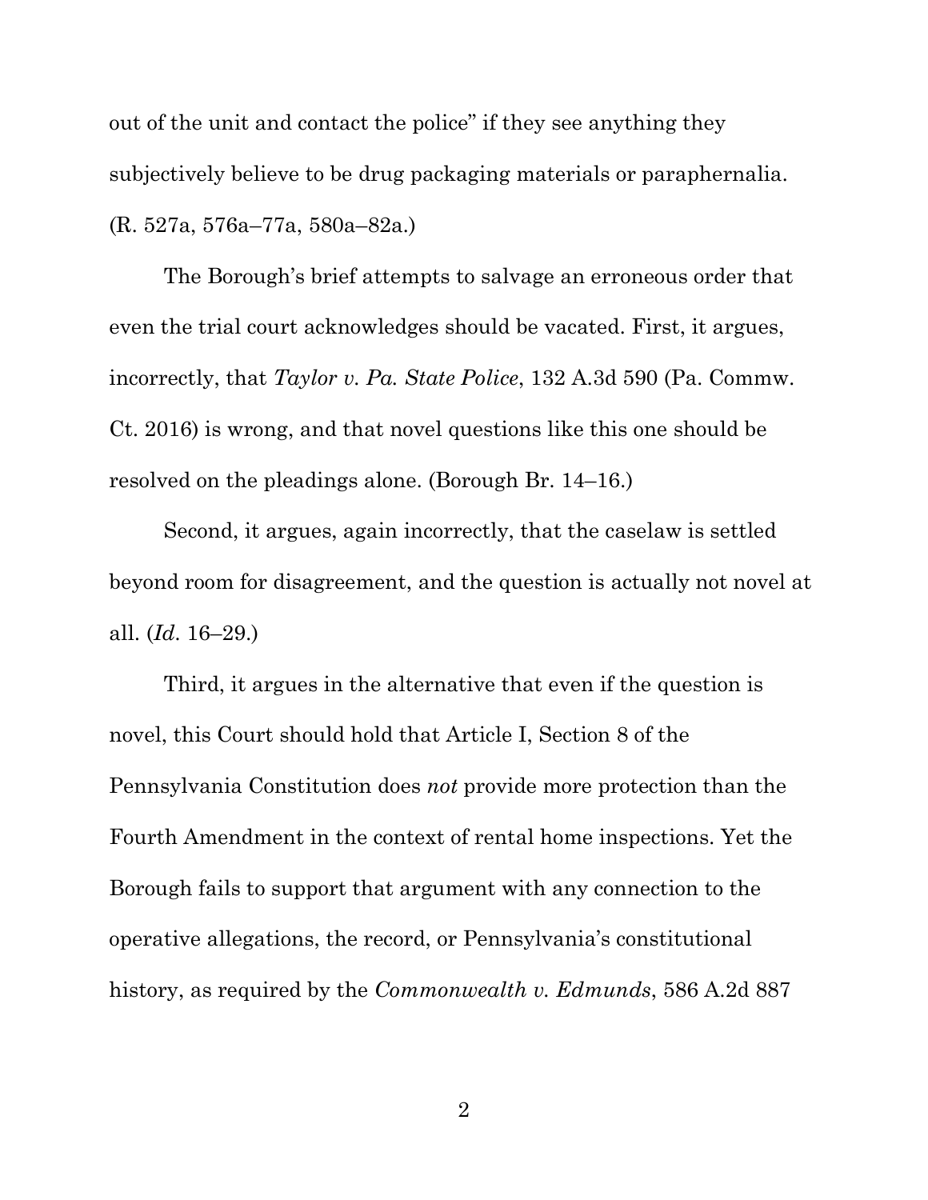out of the unit and contact the police" if they see anything they subjectively believe to be drug packaging materials or paraphernalia. (R. 527a, 576a–77a, 580a–82a.)

The Borough's brief attempts to salvage an erroneous order that even the trial court acknowledges should be vacated. First, it argues, incorrectly, that *Taylor v. Pa. State Police*, 132 A.3d 590 (Pa. Commw. Ct. 2016) is wrong, and that novel questions like this one should be resolved on the pleadings alone. (Borough Br. 14–16.)

Second, it argues, again incorrectly, that the caselaw is settled beyond room for disagreement, and the question is actually not novel at all. (*Id*. 16–29.)

Third, it argues in the alternative that even if the question is novel, this Court should hold that Article I, Section 8 of the Pennsylvania Constitution does *not* provide more protection than the Fourth Amendment in the context of rental home inspections. Yet the Borough fails to support that argument with any connection to the operative allegations, the record, or Pennsylvania's constitutional history, as required by the *Commonwealth v. Edmunds*, 586 A.2d 887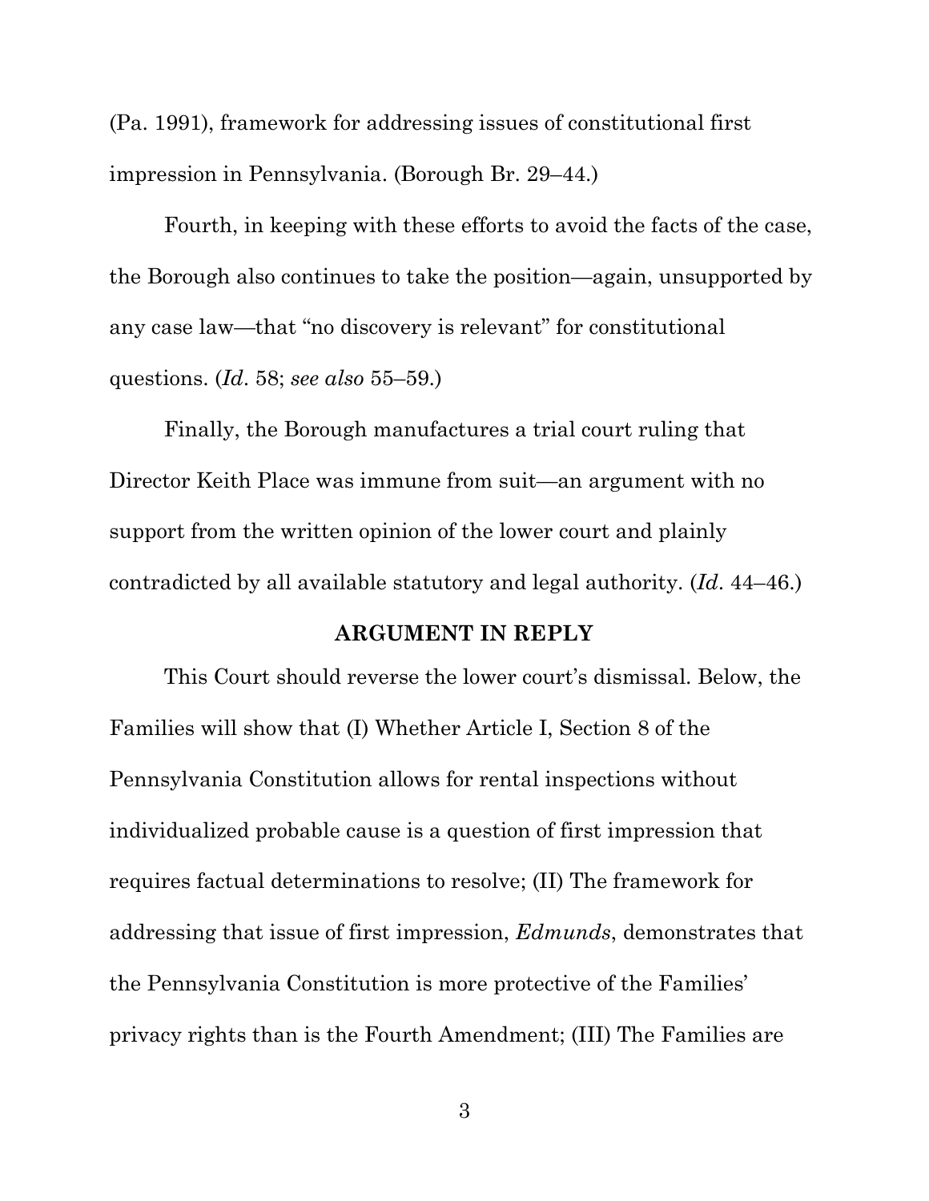(Pa. 1991), framework for addressing issues of constitutional first impression in Pennsylvania. (Borough Br. 29–44.)

Fourth, in keeping with these efforts to avoid the facts of the case, the Borough also continues to take the position—again, unsupported by any case law—that "no discovery is relevant" for constitutional questions. (*Id*. 58; *see also* 55–59.)

Finally, the Borough manufactures a trial court ruling that Director Keith Place was immune from suit—an argument with no support from the written opinion of the lower court and plainly contradicted by all available statutory and legal authority. (*Id*. 44–46.)

## ARGUMENT IN REPLY

This Court should reverse the lower court's dismissal. Below, the Families will show that (I) Whether Article I, Section 8 of the Pennsylvania Constitution allows for rental inspections without individualized probable cause is a question of first impression that requires factual determinations to resolve; (II) The framework for addressing that issue of first impression, *Edmunds*, demonstrates that the Pennsylvania Constitution is more protective of the Families' privacy rights than is the Fourth Amendment; (III) The Families are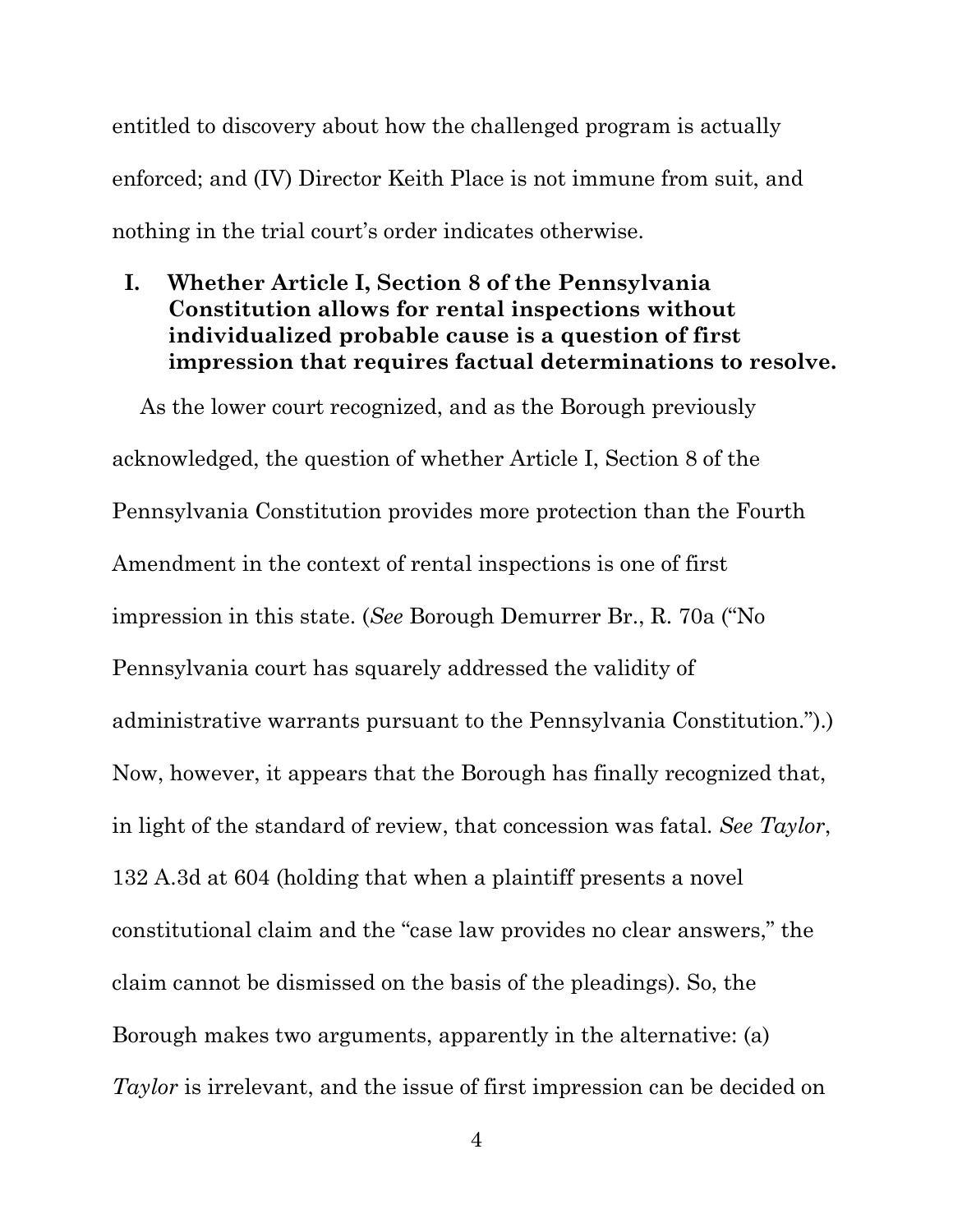entitled to discovery about how the challenged program is actually enforced; and (IV) Director Keith Place is not immune from suit, and nothing in the trial court's order indicates otherwise.

## I. Whether Article I, Section 8 of the Pennsylvania Constitution allows for rental inspections without individualized probable cause is a question of first impression that requires factual determinations to resolve.

As the lower court recognized, and as the Borough previously acknowledged, the question of whether Article I, Section 8 of the Pennsylvania Constitution provides more protection than the Fourth Amendment in the context of rental inspections is one of first impression in this state. (*See* Borough Demurrer Br., R. 70a ("No Pennsylvania court has squarely addressed the validity of administrative warrants pursuant to the Pennsylvania Constitution.").) Now, however, it appears that the Borough has finally recognized that, in light of the standard of review, that concession was fatal. *See Taylor*, 132 A.3d at 604 (holding that when a plaintiff presents a novel constitutional claim and the "case law provides no clear answers," the claim cannot be dismissed on the basis of the pleadings). So, the Borough makes two arguments, apparently in the alternative: (a) *Taylor* is irrelevant, and the issue of first impression can be decided on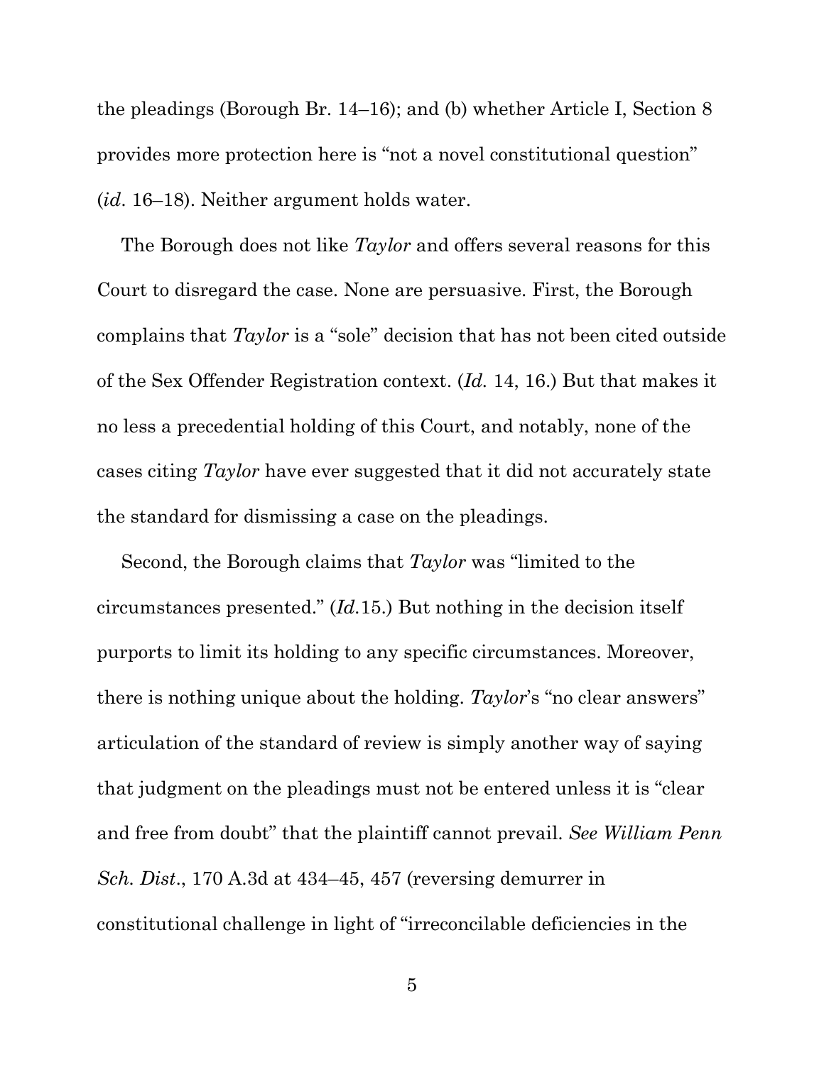the pleadings (Borough Br. 14–16); and (b) whether Article I, Section 8 provides more protection here is "not a novel constitutional question" (*id*. 16–18). Neither argument holds water.

The Borough does not like *Taylor* and offers several reasons for this Court to disregard the case. None are persuasive. First, the Borough complains that *Taylor* is a "sole" decision that has not been cited outside of the Sex Offender Registration context. (*Id.* 14, 16.) But that makes it no less a precedential holding of this Court, and notably, none of the cases citing *Taylor* have ever suggested that it did not accurately state the standard for dismissing a case on the pleadings.

Second, the Borough claims that *Taylor* was "limited to the circumstances presented." (*Id.*15.) But nothing in the decision itself purports to limit its holding to any specific circumstances. Moreover, there is nothing unique about the holding. *Taylor*'s "no clear answers" articulation of the standard of review is simply another way of saying that judgment on the pleadings must not be entered unless it is "clear and free from doubt" that the plaintiff cannot prevail. *See William Penn Sch. Dist*., 170 A.3d at 434–45, 457 (reversing demurrer in constitutional challenge in light of "irreconcilable deficiencies in the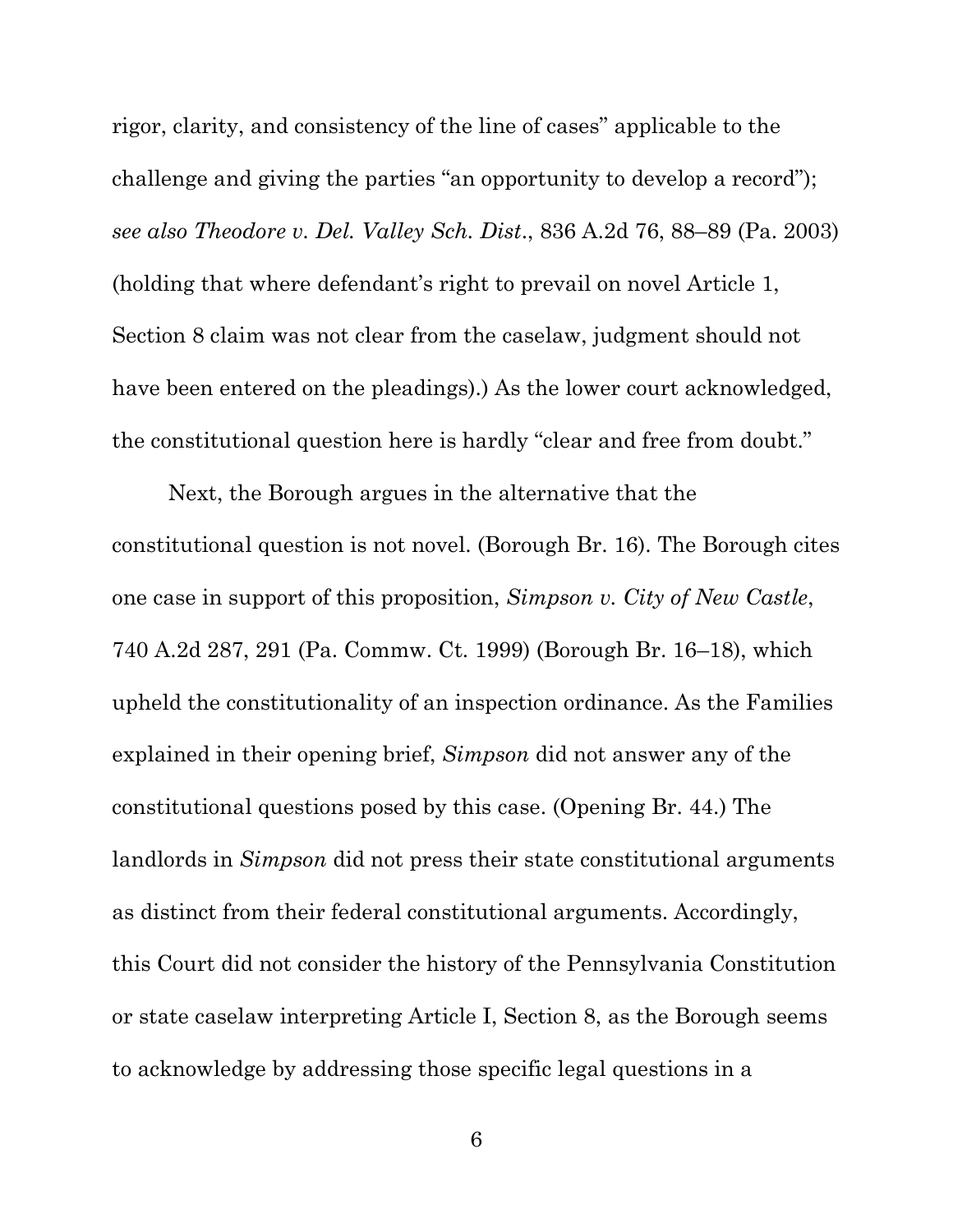rigor, clarity, and consistency of the line of cases" applicable to the challenge and giving the parties "an opportunity to develop a record"); *see also Theodore v. Del. Valley Sch. Dist*., 836 A.2d 76, 88–89 (Pa. 2003) (holding that where defendant's right to prevail on novel Article 1, Section 8 claim was not clear from the caselaw, judgment should not have been entered on the pleadings).) As the lower court acknowledged, the constitutional question here is hardly "clear and free from doubt."

Next, the Borough argues in the alternative that the constitutional question is not novel. (Borough Br. 16). The Borough cites one case in support of this proposition, *Simpson v. City of New Castle*, 740 A.2d 287, 291 (Pa. Commw. Ct. 1999) (Borough Br. 16–18), which upheld the constitutionality of an inspection ordinance. As the Families explained in their opening brief, *Simpson* did not answer any of the constitutional questions posed by this case. (Opening Br. 44.) The landlords in *Simpson* did not press their state constitutional arguments as distinct from their federal constitutional arguments. Accordingly, this Court did not consider the history of the Pennsylvania Constitution or state caselaw interpreting Article I, Section 8, as the Borough seems to acknowledge by addressing those specific legal questions in a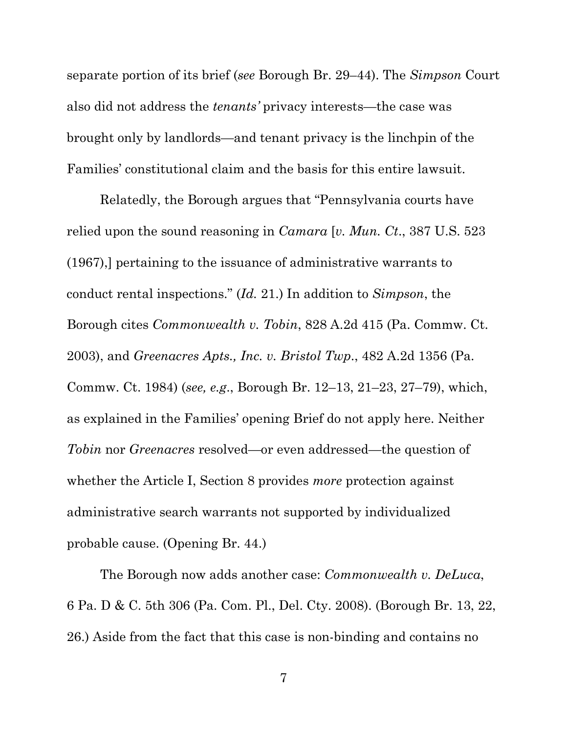separate portion of its brief (*see* Borough Br. 29–44). The *Simpson* Court also did not address the *tenants'* privacy interests—the case was brought only by landlords—and tenant privacy is the linchpin of the Families' constitutional claim and the basis for this entire lawsuit.

Relatedly, the Borough argues that "Pennsylvania courts have relied upon the sound reasoning in *Camara* [*v. Mun. Ct*., 387 U.S. 523 (1967),] pertaining to the issuance of administrative warrants to conduct rental inspections." (*Id.* 21.) In addition to *Simpson*, the Borough cites *Commonwealth v. Tobin*, 828 A.2d 415 (Pa. Commw. Ct. 2003), and *Greenacres Apts., Inc. v. Bristol Twp*., 482 A.2d 1356 (Pa. Commw. Ct. 1984) (*see, e.g*., Borough Br. 12–13, 21–23, 27–79), which, as explained in the Families' opening Brief do not apply here. Neither *Tobin* nor *Greenacres* resolved—or even addressed—the question of whether the Article I, Section 8 provides *more* protection against administrative search warrants not supported by individualized probable cause. (Opening Br. 44.)

The Borough now adds another case: *Commonwealth v. DeLuca*, 6 Pa. D & C. 5th 306 (Pa. Com. Pl., Del. Cty. 2008). (Borough Br. 13, 22, 26.) Aside from the fact that this case is non-binding and contains no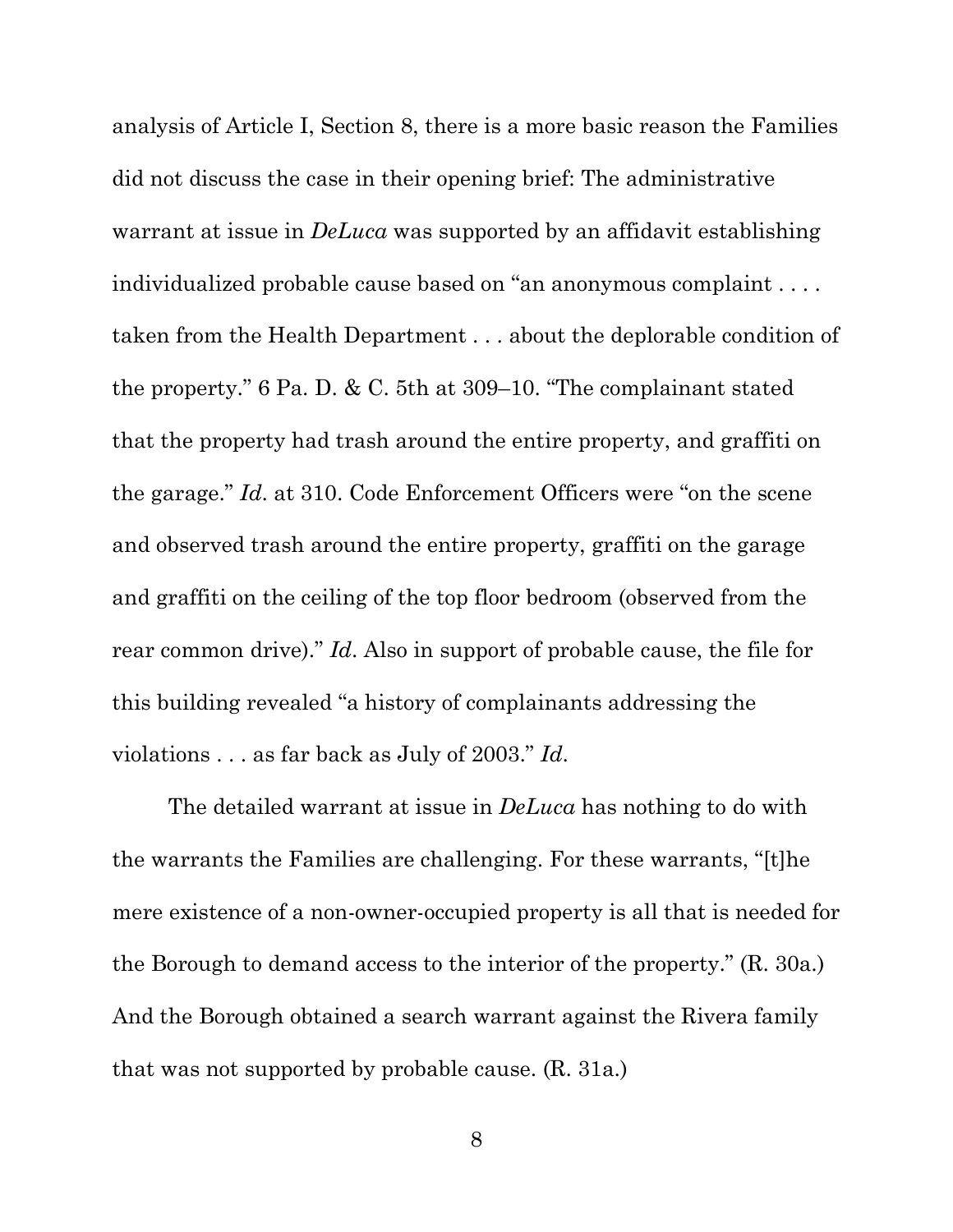analysis of Article I, Section 8, there is a more basic reason the Families did not discuss the case in their opening brief: The administrative warrant at issue in *DeLuca* was supported by an affidavit establishing individualized probable cause based on "an anonymous complaint . . . . taken from the Health Department . . . about the deplorable condition of the property." 6 Pa. D. & C. 5th at 309–10. "The complainant stated that the property had trash around the entire property, and graffiti on the garage." *Id*. at 310. Code Enforcement Officers were "on the scene and observed trash around the entire property, graffiti on the garage and graffiti on the ceiling of the top floor bedroom (observed from the rear common drive)." *Id*. Also in support of probable cause, the file for this building revealed "a history of complainants addressing the violations . . . as far back as July of 2003." *Id*.

The detailed warrant at issue in *DeLuca* has nothing to do with the warrants the Families are challenging. For these warrants, "[t]he mere existence of a non-owner-occupied property is all that is needed for the Borough to demand access to the interior of the property." (R. 30a.) And the Borough obtained a search warrant against the Rivera family that was not supported by probable cause. (R. 31a.)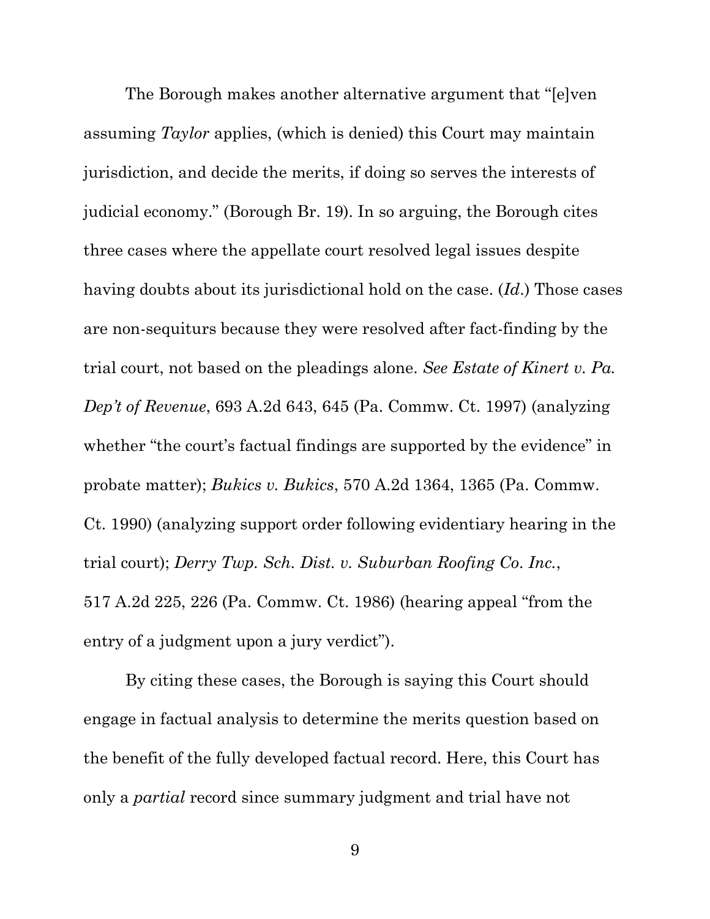The Borough makes another alternative argument that "[e]ven assuming *Taylor* applies, (which is denied) this Court may maintain jurisdiction, and decide the merits, if doing so serves the interests of judicial economy." (Borough Br. 19). In so arguing, the Borough cites three cases where the appellate court resolved legal issues despite having doubts about its jurisdictional hold on the case. (*Id*.) Those cases are non-sequiturs because they were resolved after fact-finding by the trial court, not based on the pleadings alone. *See Estate of Kinert v. Pa. Dep't of Revenue*, 693 A.2d 643, 645 (Pa. Commw. Ct. 1997) (analyzing whether "the court's factual findings are supported by the evidence" in probate matter); *Bukics v. Bukics*, 570 A.2d 1364, 1365 (Pa. Commw. Ct. 1990) (analyzing support order following evidentiary hearing in the trial court); *Derry Twp. Sch. Dist. v. Suburban Roofing Co. Inc.*, 517 A.2d 225, 226 (Pa. Commw. Ct. 1986) (hearing appeal "from the entry of a judgment upon a jury verdict").

By citing these cases, the Borough is saying this Court should engage in factual analysis to determine the merits question based on the benefit of the fully developed factual record. Here, this Court has only a *partial* record since summary judgment and trial have not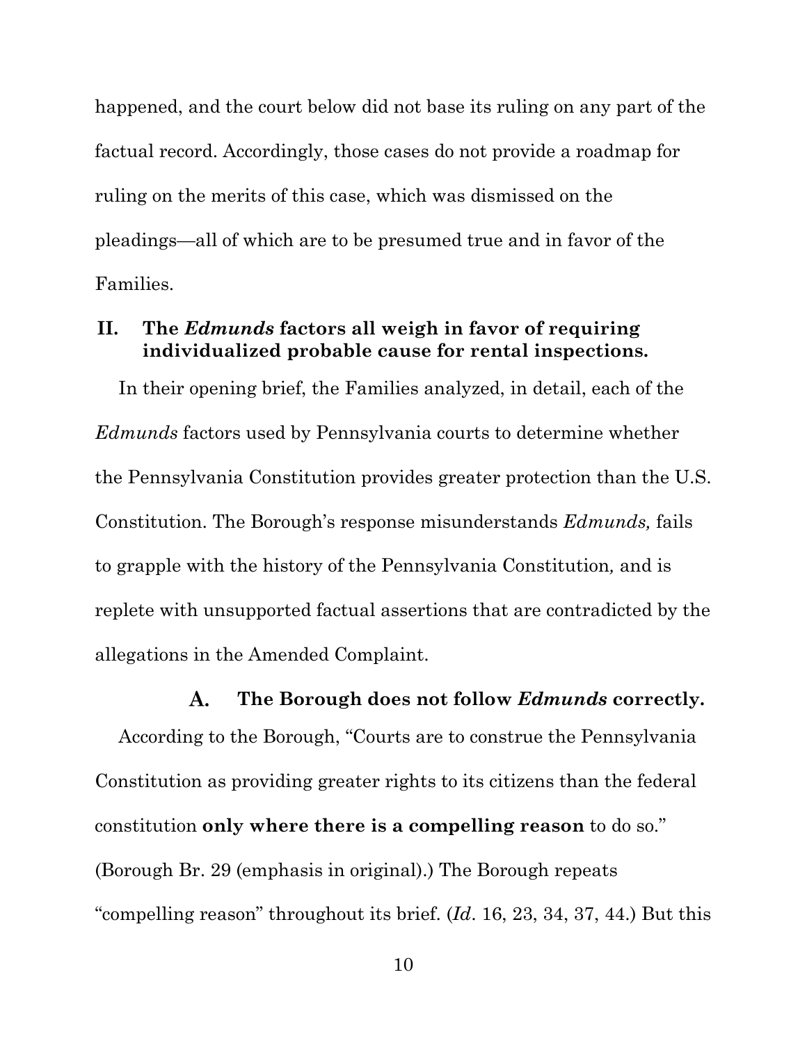happened, and the court below did not base its ruling on any part of the factual record. Accordingly, those cases do not provide a roadmap for ruling on the merits of this case, which was dismissed on the pleadings—all of which are to be presumed true and in favor of the Families.

## II. The *Edmunds* factors all weigh in favor of requiring individualized probable cause for rental inspections.

In their opening brief, the Families analyzed, in detail, each of the *Edmunds* factors used by Pennsylvania courts to determine whether the Pennsylvania Constitution provides greater protection than the U.S. Constitution. The Borough's response misunderstands *Edmunds,* fails to grapple with the history of the Pennsylvania Constitution*,* and is replete with unsupported factual assertions that are contradicted by the allegations in the Amended Complaint.

### A. The Borough does not follow *Edmunds* correctly.

According to the Borough, "Courts are to construe the Pennsylvania Constitution as providing greater rights to its citizens than the federal constitution **only where there is a compelling reason** to do so." (Borough Br. 29 (emphasis in original).) The Borough repeats "compelling reason" throughout its brief. (*Id*. 16, 23, 34, 37, 44.) But this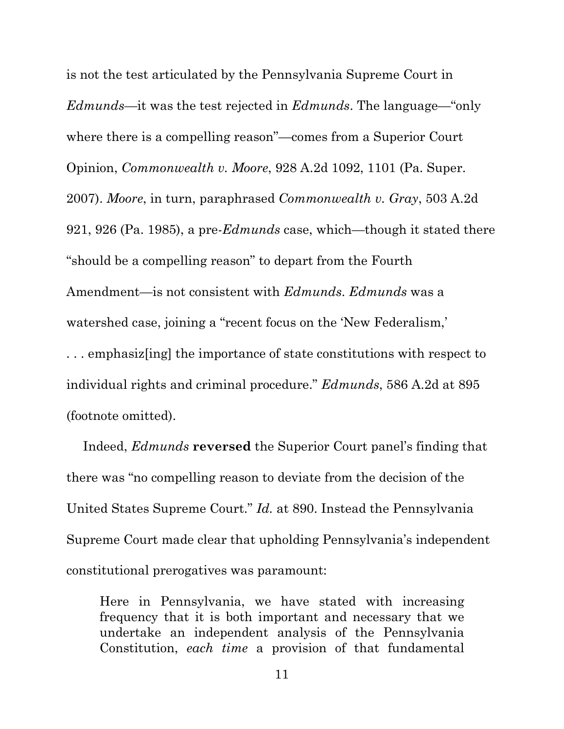is not the test articulated by the Pennsylvania Supreme Court in *Edmunds*—it was the test rejected in *Edmunds*. The language—"only where there is a compelling reason"—comes from a Superior Court Opinion, *Commonwealth v. Moore*, 928 A.2d 1092, 1101 (Pa. Super. 2007). *Moore*, in turn, paraphrased *Commonwealth v. Gray*, 503 A.2d 921, 926 (Pa. 1985), a pre-*Edmunds* case, which—though it stated there "should be a compelling reason" to depart from the Fourth Amendment—is not consistent with *Edmunds*. *Edmunds* was a watershed case, joining a "recent focus on the 'New Federalism,' . . . emphasiz[ing] the importance of state constitutions with respect to individual rights and criminal procedure." *Edmunds*, 586 A.2d at 895 (footnote omitted).

Indeed, *Edmunds* **reversed** the Superior Court panel's finding that there was "no compelling reason to deviate from the decision of the United States Supreme Court." *Id.* at 890. Instead the Pennsylvania Supreme Court made clear that upholding Pennsylvania's independent constitutional prerogatives was paramount:

> Here in Pennsylvania, we have stated with increasing frequency that it is both important and necessary that we undertake an independent analysis of the Pennsylvania Constitution, *each time* a provision of that fundamental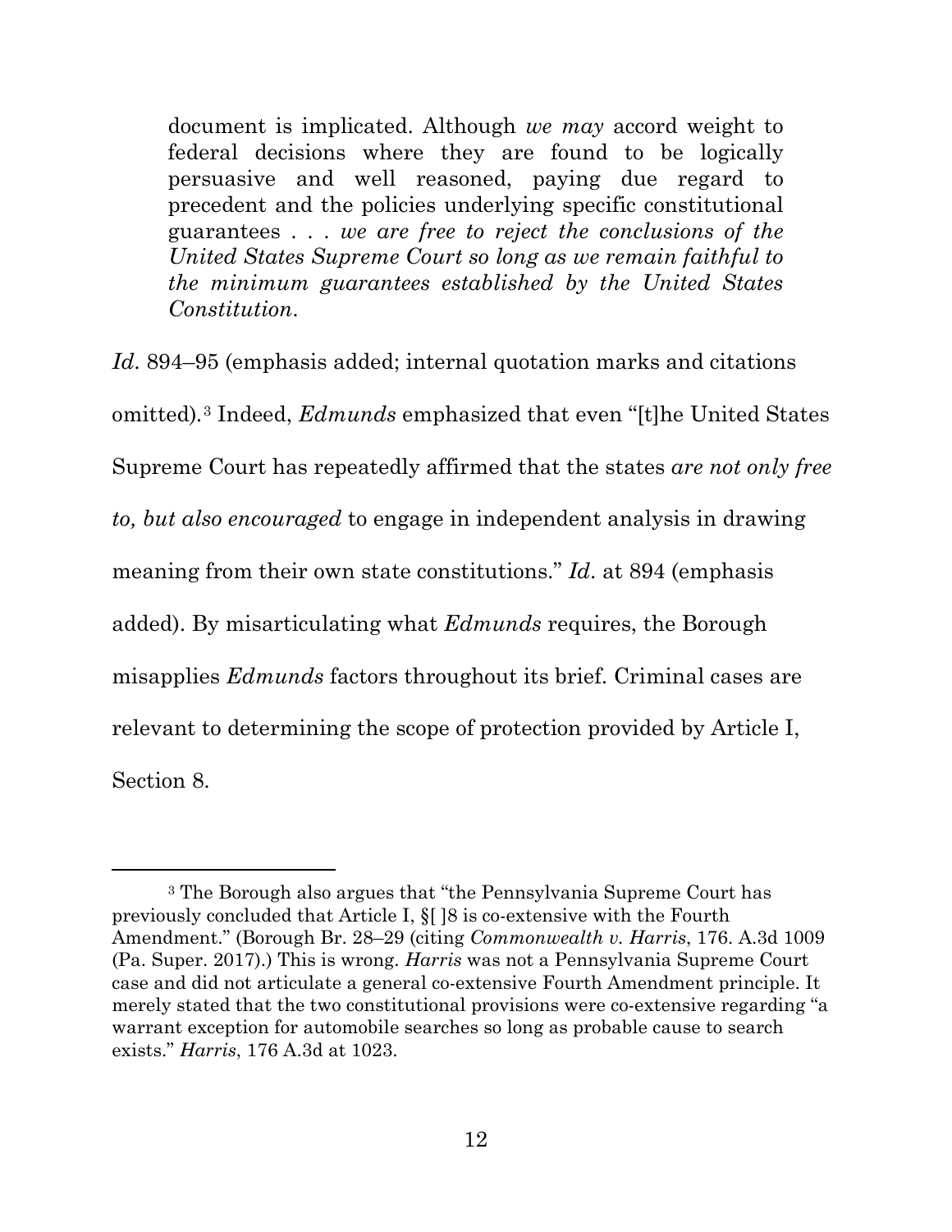> document is implicated. Although *we may* accord weight to federal decisions where they are found to be logically persuasive and well reasoned, paying due regard to precedent and the policies underlying specific constitutional guarantees . . . *we are free to reject the conclusions of the United States Supreme Court so long as we remain faithful to the minimum guarantees established by the United States Constitution*.

*Id*. 894–95 (emphasis added; internal quotation marks and citations omitted).[3] Indeed, *Edmunds* emphasized that even "[t]he United States Supreme Court has repeatedly affirmed that the states *are not only free to, but also encouraged* to engage in independent analysis in drawing meaning from their own state constitutions." *Id*. at 894 (emphasis added). By misarticulating what *Edmunds* requires, the Borough misapplies *Edmunds* factors throughout its brief. Criminal cases are relevant to determining the scope of protection provided by Article I, Section 8.

---

[3] The Borough also argues that "the Pennsylvania Supreme Court has previously concluded that Article I, §[ ]8 is co-extensive with the Fourth Amendment." (Borough Br. 28–29 (citing *Commonwealth v. Harris*, 176. A.3d 1009 (Pa. Super. 2017).) This is wrong. *Harris* was not a Pennsylvania Supreme Court case and did not articulate a general co-extensive Fourth Amendment principle. It merely stated that the two constitutional provisions were co-extensive regarding "a warrant exception for automobile searches so long as probable cause to search exists." *Harris*, 176 A.3d at 1023.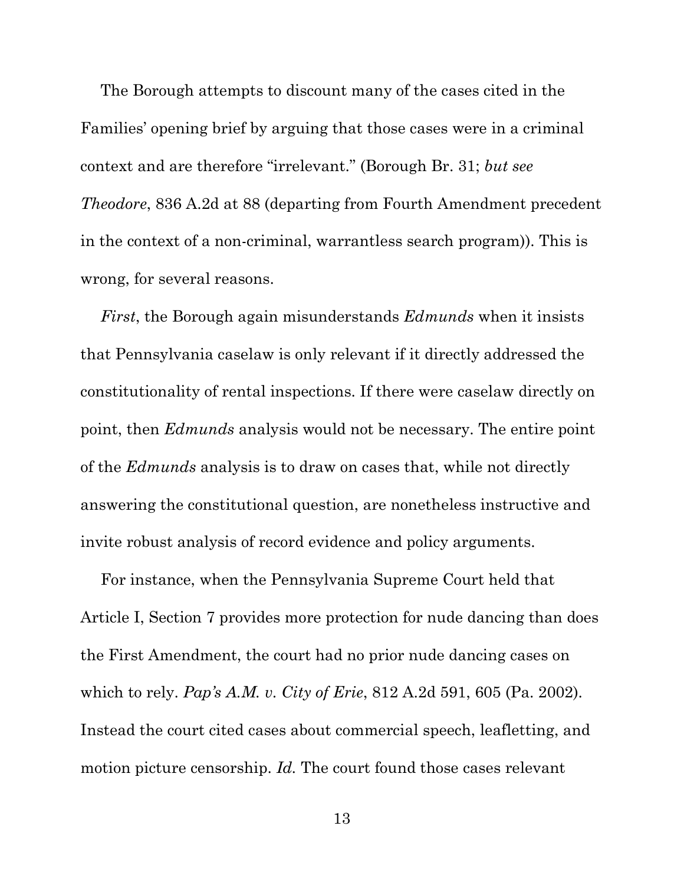The Borough attempts to discount many of the cases cited in the Families' opening brief by arguing that those cases were in a criminal context and are therefore "irrelevant." (Borough Br. 31; *but see Theodore*, 836 A.2d at 88 (departing from Fourth Amendment precedent in the context of a non-criminal, warrantless search program)). This is wrong, for several reasons.

*First*, the Borough again misunderstands *Edmunds* when it insists that Pennsylvania caselaw is only relevant if it directly addressed the constitutionality of rental inspections. If there were caselaw directly on point, then *Edmunds* analysis would not be necessary. The entire point of the *Edmunds* analysis is to draw on cases that, while not directly answering the constitutional question, are nonetheless instructive and invite robust analysis of record evidence and policy arguments.

For instance, when the Pennsylvania Supreme Court held that Article I, Section 7 provides more protection for nude dancing than does the First Amendment, the court had no prior nude dancing cases on which to rely. *Pap's A.M. v. City of Erie*, 812 A.2d 591, 605 (Pa. 2002). Instead the court cited cases about commercial speech, leafletting, and motion picture censorship. *Id.* The court found those cases relevant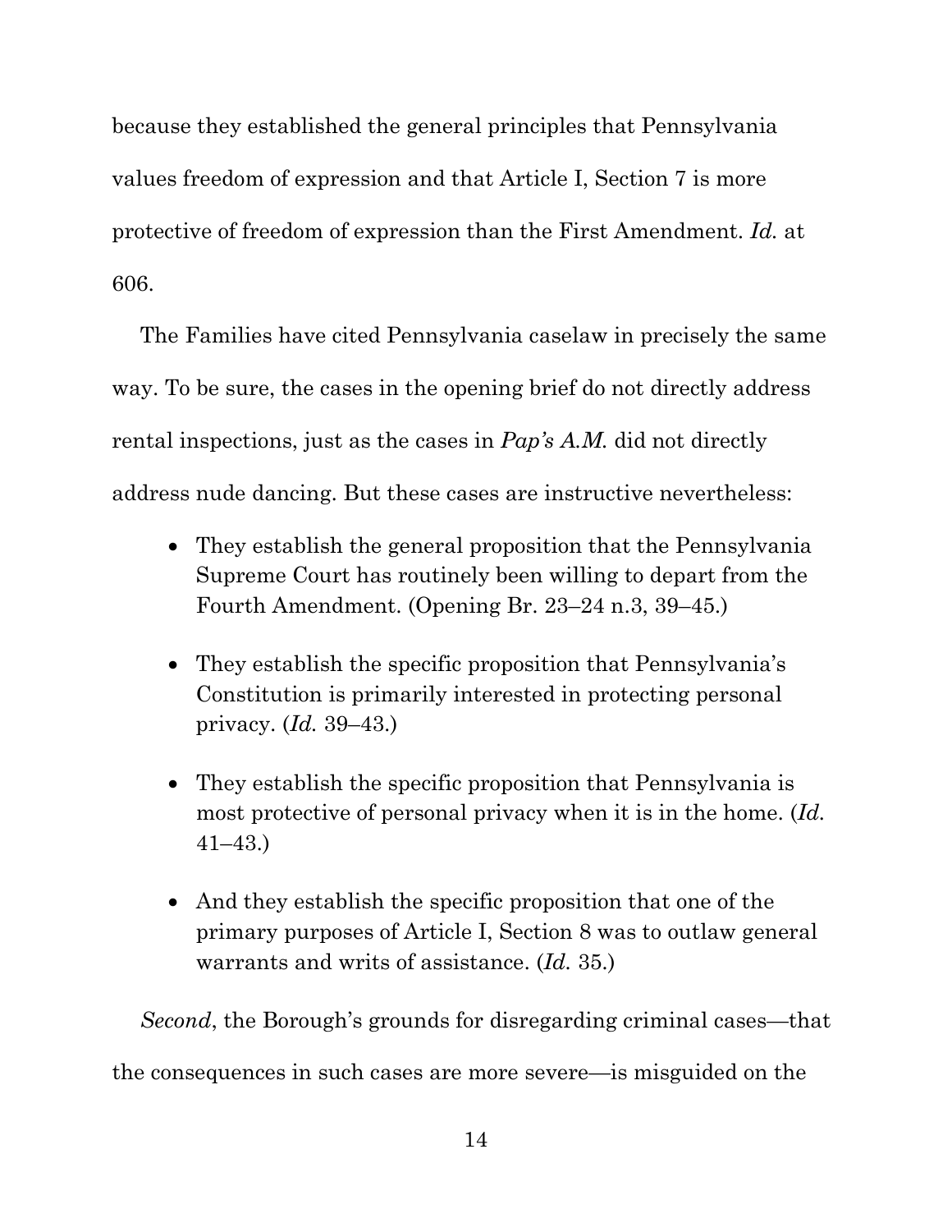because they established the general principles that Pennsylvania values freedom of expression and that Article I, Section 7 is more protective of freedom of expression than the First Amendment. *Id.* at 606.

The Families have cited Pennsylvania caselaw in precisely the same way. To be sure, the cases in the opening brief do not directly address rental inspections, just as the cases in *Pap's A.M.* did not directly address nude dancing. But these cases are instructive nevertheless:

- They establish the general proposition that the Pennsylvania Supreme Court has routinely been willing to depart from the Fourth Amendment. (Opening Br. 23–24 n.3, 39–45.)

- They establish the specific proposition that Pennsylvania's Constitution is primarily interested in protecting personal privacy. (*Id.* 39–43.)

- They establish the specific proposition that Pennsylvania is most protective of personal privacy when it is in the home. (*Id.* 41–43.)

- And they establish the specific proposition that one of the primary purposes of Article I, Section 8 was to outlaw general warrants and writs of assistance. (*Id.* 35.)

*Second*, the Borough's grounds for disregarding criminal cases—that the consequences in such cases are more severe—is misguided on the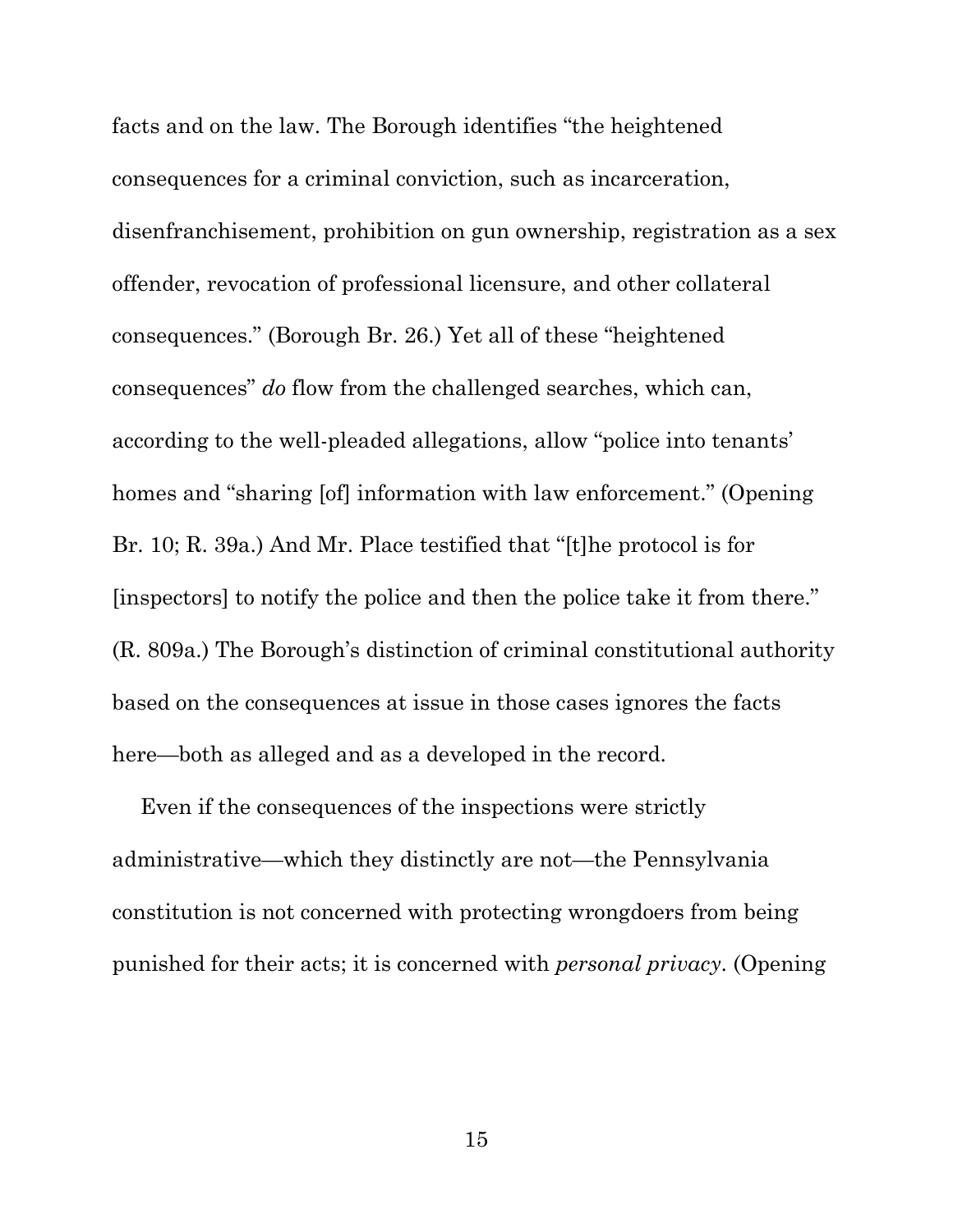facts and on the law. The Borough identifies "the heightened consequences for a criminal conviction, such as incarceration, disenfranchisement, prohibition on gun ownership, registration as a sex offender, revocation of professional licensure, and other collateral consequences." (Borough Br. 26.) Yet all of these "heightened consequences" *do* flow from the challenged searches, which can, according to the well-pleaded allegations, allow "police into tenants' homes and "sharing [of] information with law enforcement." (Opening Br. 10; R. 39a.) And Mr. Place testified that "[t]he protocol is for [inspectors] to notify the police and then the police take it from there." (R. 809a.) The Borough's distinction of criminal constitutional authority based on the consequences at issue in those cases ignores the facts here—both as alleged and as a developed in the record.

Even if the consequences of the inspections were strictly administrative—which they distinctly are not—the Pennsylvania constitution is not concerned with protecting wrongdoers from being punished for their acts; it is concerned with *personal privacy*. (Opening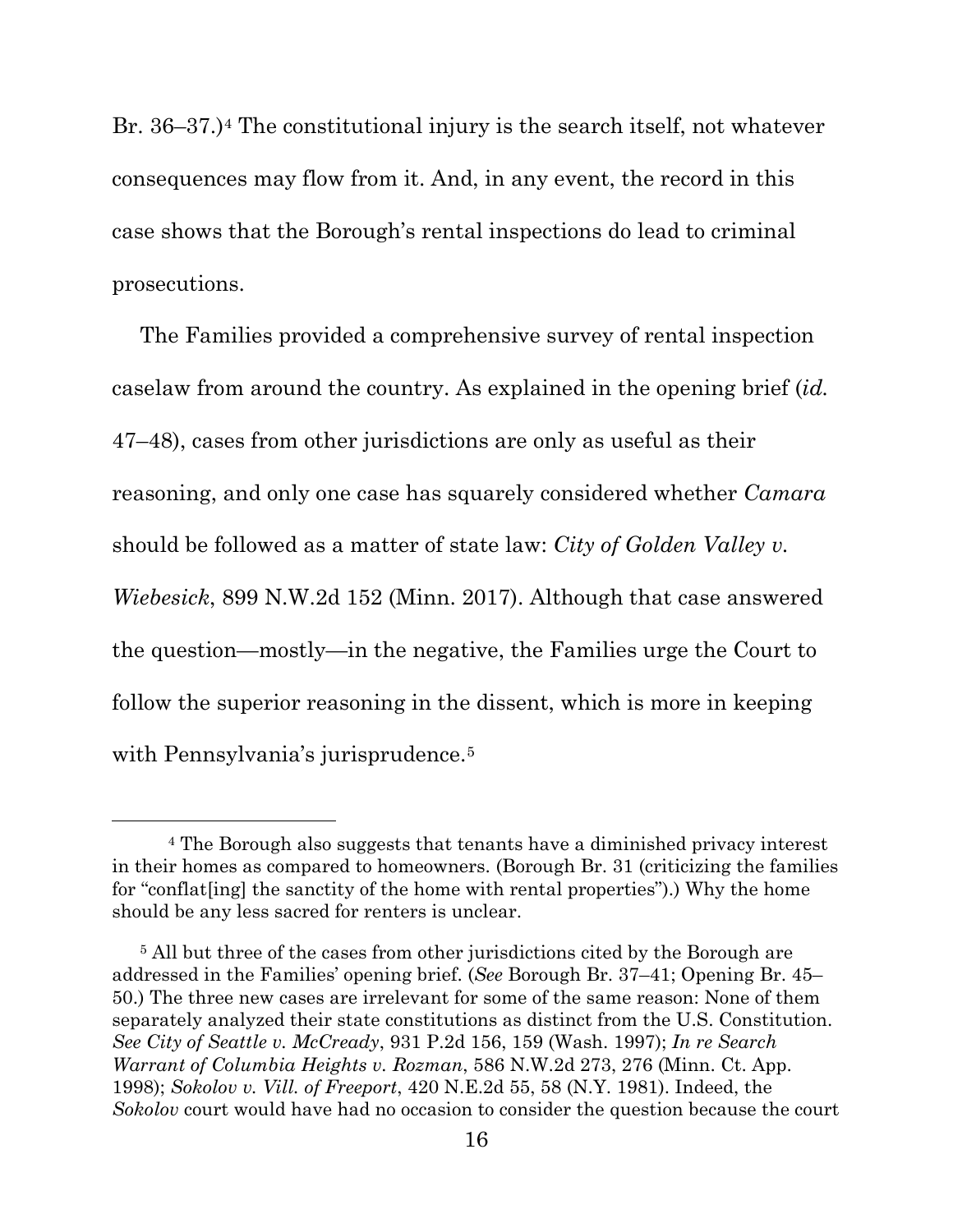Br. 36–37.)[4] The constitutional injury is the search itself, not whatever consequences may flow from it. And, in any event, the record in this case shows that the Borough's rental inspections do lead to criminal prosecutions.

The Families provided a comprehensive survey of rental inspection caselaw from around the country. As explained in the opening brief (*id.* 47–48), cases from other jurisdictions are only as useful as their reasoning, and only one case has squarely considered whether *Camara* should be followed as a matter of state law: *City of Golden Valley v. Wiebesick*, 899 N.W.2d 152 (Minn. 2017). Although that case answered the question—mostly—in the negative, the Families urge the Court to follow the superior reasoning in the dissent, which is more in keeping with Pennsylvania's jurisprudence.[5]

---

[4] The Borough also suggests that tenants have a diminished privacy interest in their homes as compared to homeowners. (Borough Br. 31 (criticizing the families for "conflat[ing] the sanctity of the home with rental properties").) Why the home should be any less sacred for renters is unclear.

[5] All but three of the cases from other jurisdictions cited by the Borough are addressed in the Families' opening brief. (*See* Borough Br. 37–41; Opening Br. 45–50.) The three new cases are irrelevant for some of the same reason: None of them separately analyzed their state constitutions as distinct from the U.S. Constitution. *See City of Seattle v. McCready*, 931 P.2d 156, 159 (Wash. 1997); *In re Search Warrant of Columbia Heights v. Rozman*, 586 N.W.2d 273, 276 (Minn. Ct. App. 1998); *Sokolov v. Vill. of Freeport*, 420 N.E.2d 55, 58 (N.Y. 1981). Indeed, the *Sokolov* court would have had no occasion to consider the question because the court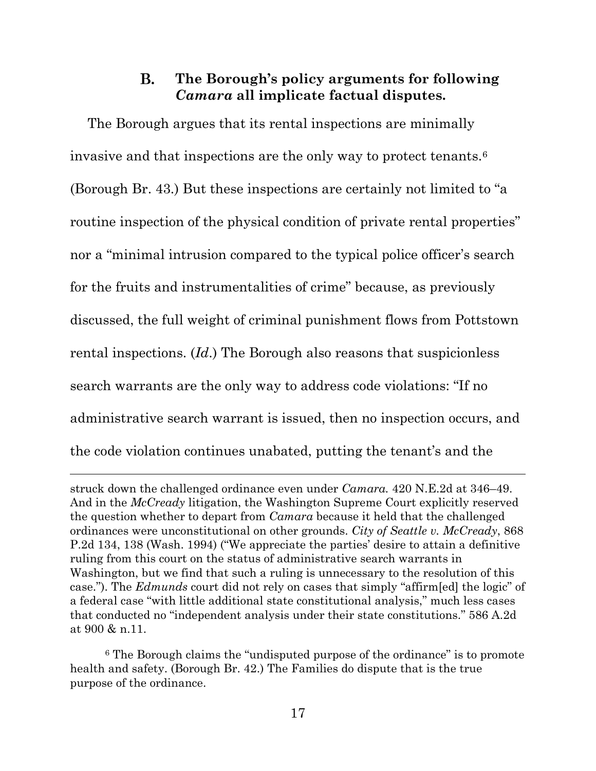### B. The Borough's policy arguments for following *Camara* all implicate factual disputes.

The Borough argues that its rental inspections are minimally invasive and that inspections are the only way to protect tenants.[6] (Borough Br. 43.) But these inspections are certainly not limited to "a routine inspection of the physical condition of private rental properties" nor a "minimal intrusion compared to the typical police officer's search for the fruits and instrumentalities of crime" because, as previously discussed, the full weight of criminal punishment flows from Pottstown rental inspections. (*Id*.) The Borough also reasons that suspicionless search warrants are the only way to address code violations: "If no administrative search warrant is issued, then no inspection occurs, and the code violation continues unabated, putting the tenant's and the

---

struck down the challenged ordinance even under *Camara.* 420 N.E.2d at 346–49. And in the *McCready* litigation, the Washington Supreme Court explicitly reserved the question whether to depart from *Camara* because it held that the challenged ordinances were unconstitutional on other grounds. *City of Seattle v. McCready*, 868 P.2d 134, 138 (Wash. 1994) ("We appreciate the parties' desire to attain a definitive ruling from this court on the status of administrative search warrants in Washington, but we find that such a ruling is unnecessary to the resolution of this case."). The *Edmunds* court did not rely on cases that simply "affirm[ed] the logic" of a federal case "with little additional state constitutional analysis," much less cases that conducted no "independent analysis under their state constitutions." 586 A.2d at 900 & n.11.

[6] The Borough claims the "undisputed purpose of the ordinance" is to promote health and safety. (Borough Br. 42.) The Families do dispute that is the true purpose of the ordinance.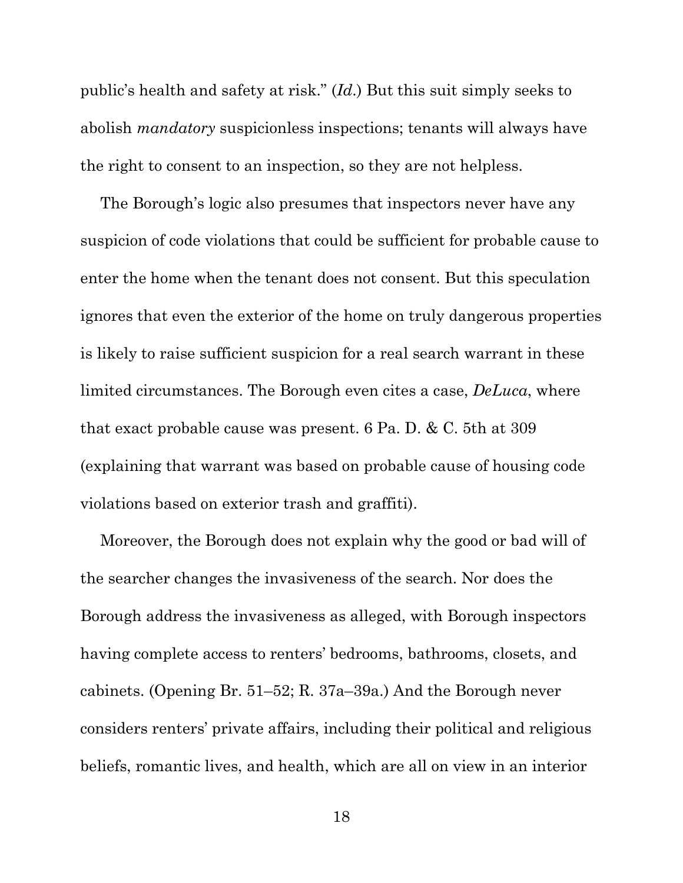public's health and safety at risk." (*Id.*) But this suit simply seeks to abolish *mandatory* suspicionless inspections; tenants will always have the right to consent to an inspection, so they are not helpless.

The Borough's logic also presumes that inspectors never have any suspicion of code violations that could be sufficient for probable cause to enter the home when the tenant does not consent. But this speculation ignores that even the exterior of the home on truly dangerous properties is likely to raise sufficient suspicion for a real search warrant in these limited circumstances. The Borough even cites a case, *DeLuca*, where that exact probable cause was present. 6 Pa. D. & C. 5th at 309 (explaining that warrant was based on probable cause of housing code violations based on exterior trash and graffiti).

Moreover, the Borough does not explain why the good or bad will of the searcher changes the invasiveness of the search. Nor does the Borough address the invasiveness as alleged, with Borough inspectors having complete access to renters' bedrooms, bathrooms, closets, and cabinets. (Opening Br. 51–52; R. 37a–39a.) And the Borough never considers renters' private affairs, including their political and religious beliefs, romantic lives, and health, which are all on view in an interior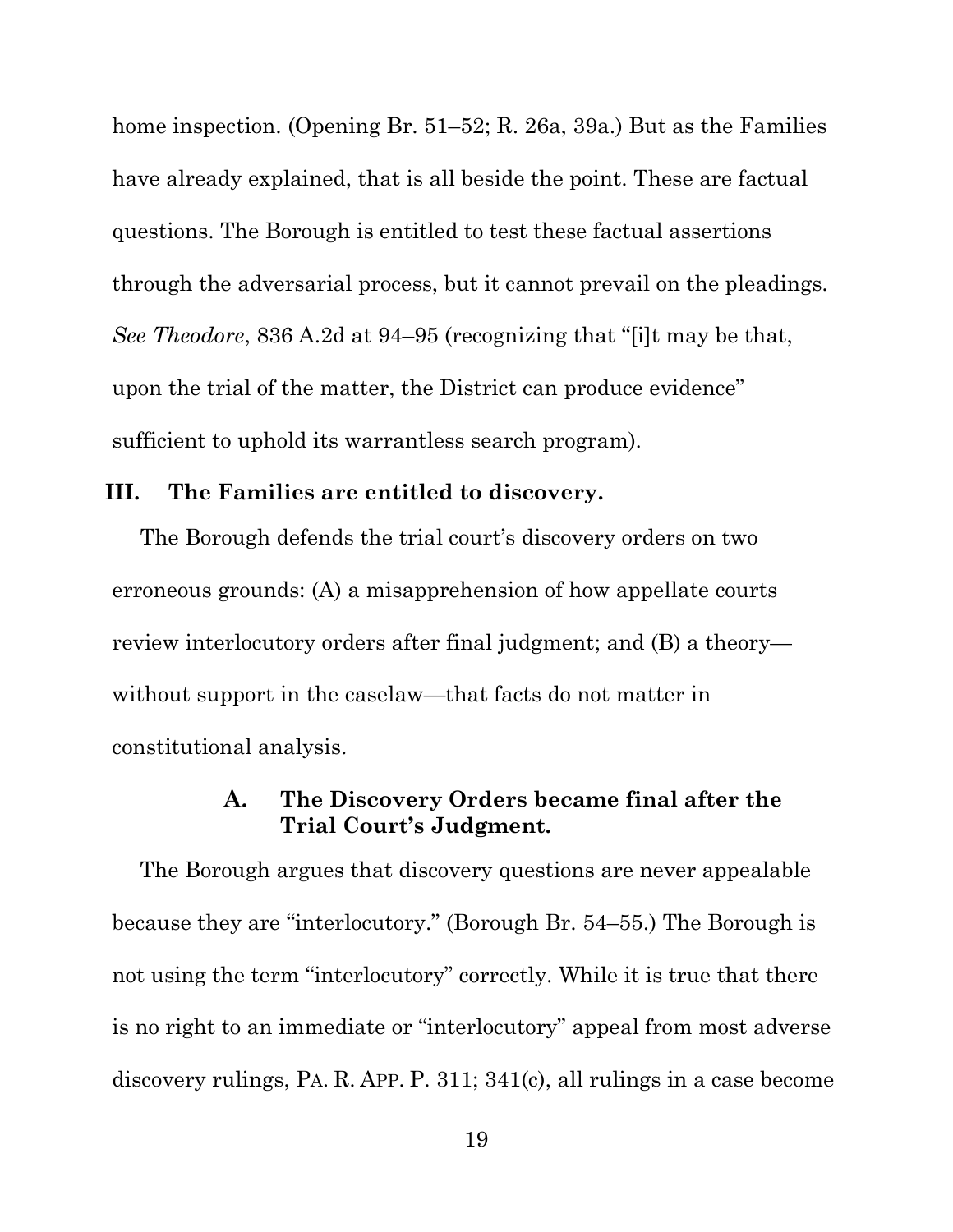home inspection. (Opening Br. 51–52; R. 26a, 39a.) But as the Families have already explained, that is all beside the point. These are factual questions. The Borough is entitled to test these factual assertions through the adversarial process, but it cannot prevail on the pleadings. *See Theodore*, 836 A.2d at 94–95 (recognizing that "[i]t may be that, upon the trial of the matter, the District can produce evidence" sufficient to uphold its warrantless search program).

## III. The Families are entitled to discovery.

The Borough defends the trial court's discovery orders on two erroneous grounds: (A) a misapprehension of how appellate courts review interlocutory orders after final judgment; and (B) a theory—without support in the caselaw—that facts do not matter in constitutional analysis.

### A. The Discovery Orders became final after the Trial Court's Judgment.

The Borough argues that discovery questions are never appealable because they are "interlocutory." (Borough Br. 54–55.) The Borough is not using the term "interlocutory" correctly. While it is true that there is no right to an immediate or "interlocutory" appeal from most adverse discovery rulings, PA. R. APP. P. 311; 341(c), all rulings in a case become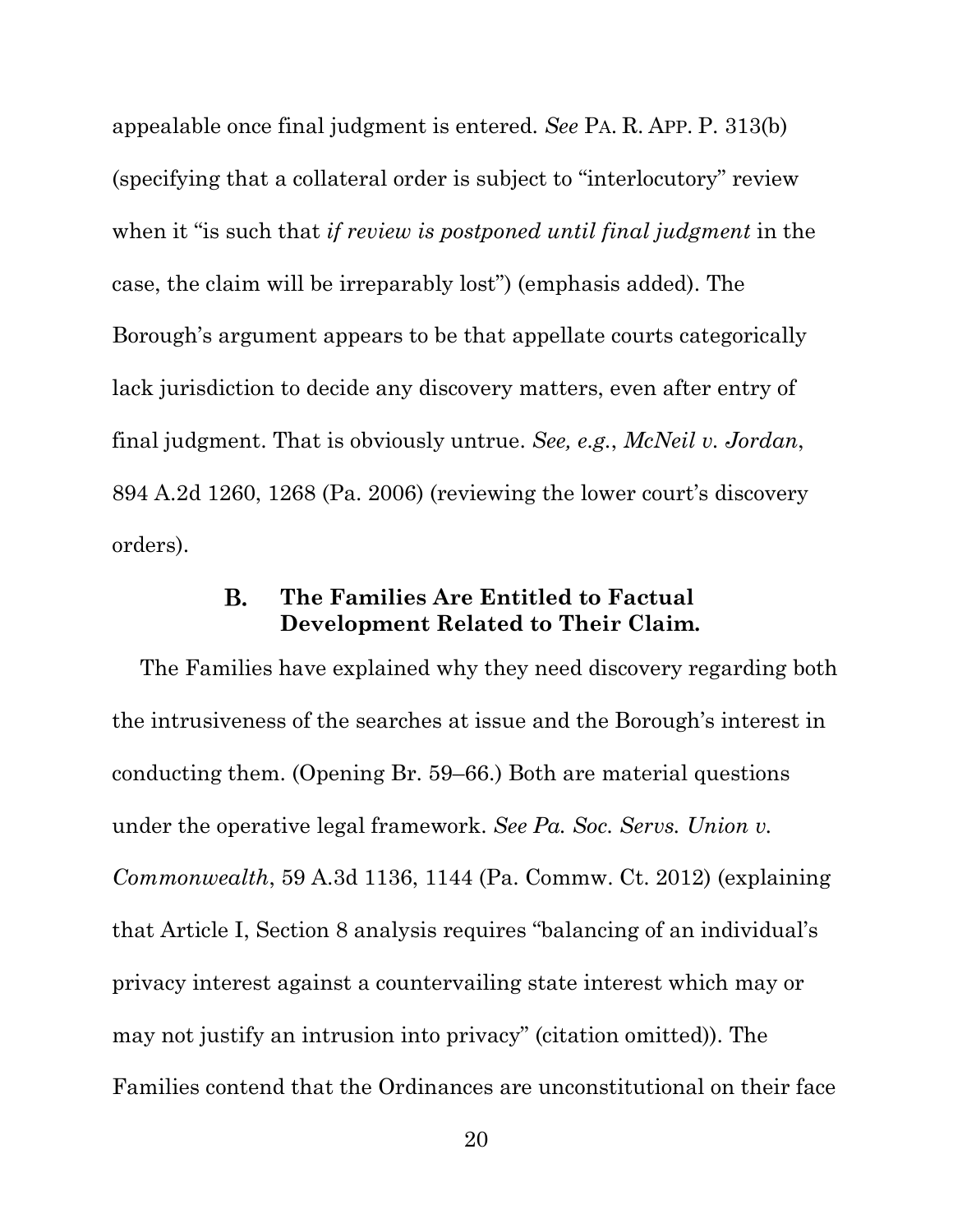appealable once final judgment is entered. *See* PA. R. APP. P. 313(b) (specifying that a collateral order is subject to "interlocutory" review when it "is such that *if review is postponed until final judgment* in the case, the claim will be irreparably lost") (emphasis added). The Borough's argument appears to be that appellate courts categorically lack jurisdiction to decide any discovery matters, even after entry of final judgment. That is obviously untrue. *See, e.g.*, *McNeil v. Jordan*, 894 A.2d 1260, 1268 (Pa. 2006) (reviewing the lower court's discovery orders).

### B. The Families Are Entitled to Factual Development Related to Their Claim.

The Families have explained why they need discovery regarding both the intrusiveness of the searches at issue and the Borough's interest in conducting them. (Opening Br. 59–66.) Both are material questions under the operative legal framework. *See Pa. Soc. Servs. Union v. Commonwealth*, 59 A.3d 1136, 1144 (Pa. Commw. Ct. 2012) (explaining that Article I, Section 8 analysis requires "balancing of an individual's privacy interest against a countervailing state interest which may or may not justify an intrusion into privacy" (citation omitted)). The Families contend that the Ordinances are unconstitutional on their face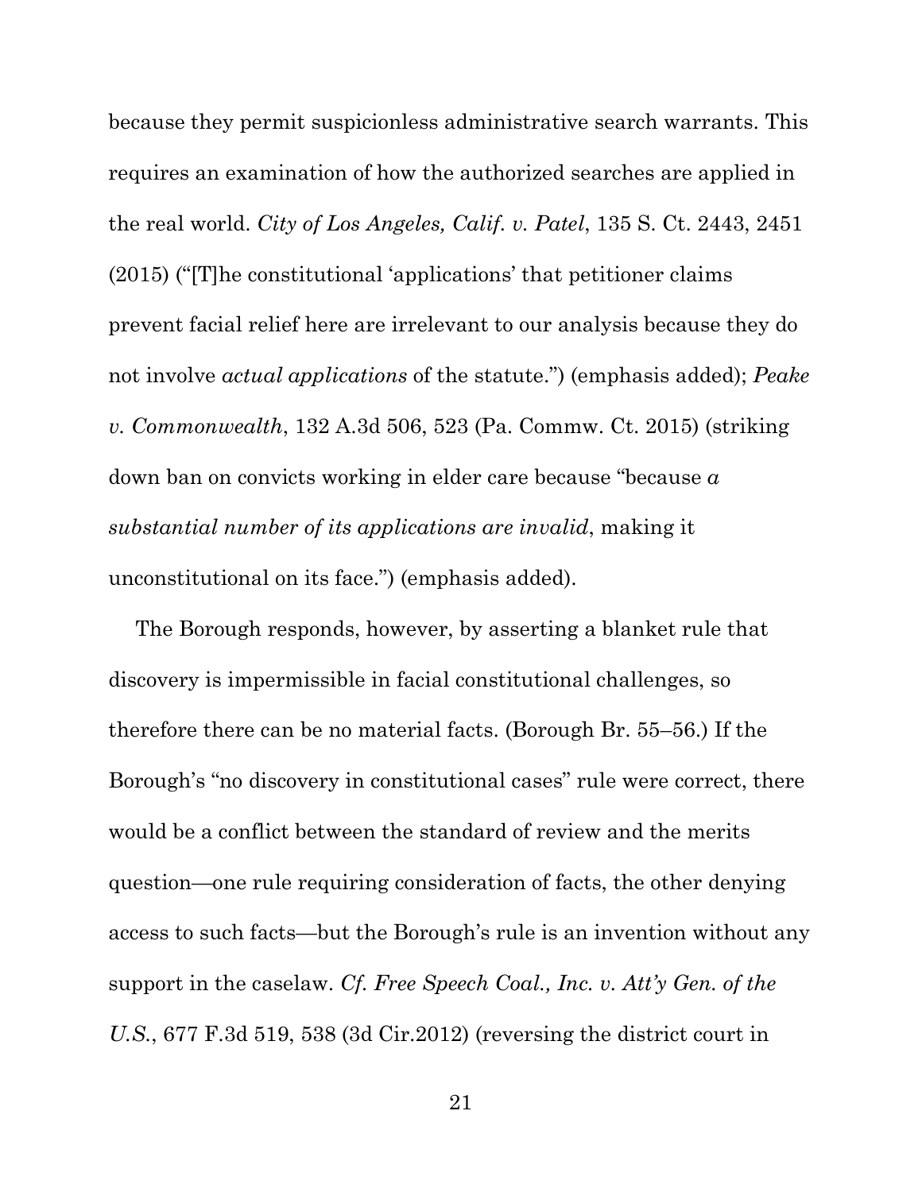because they permit suspicionless administrative search warrants. This requires an examination of how the authorized searches are applied in the real world. *City of Los Angeles, Calif. v. Patel*, 135 S. Ct. 2443, 2451 (2015) ("[T]he constitutional 'applications' that petitioner claims prevent facial relief here are irrelevant to our analysis because they do not involve *actual applications* of the statute.") (emphasis added); *Peake v. Commonwealth*, 132 A.3d 506, 523 (Pa. Commw. Ct. 2015) (striking down ban on convicts working in elder care because "because *a substantial number of its applications are invalid*, making it unconstitutional on its face.") (emphasis added).

The Borough responds, however, by asserting a blanket rule that discovery is impermissible in facial constitutional challenges, so therefore there can be no material facts. (Borough Br. 55–56.) If the Borough's "no discovery in constitutional cases" rule were correct, there would be a conflict between the standard of review and the merits question—one rule requiring consideration of facts, the other denying access to such facts—but the Borough's rule is an invention without any support in the caselaw. *Cf. Free Speech Coal., Inc. v. Att'y Gen. of the U.S.*, 677 F.3d 519, 538 (3d Cir.2012) (reversing the district court in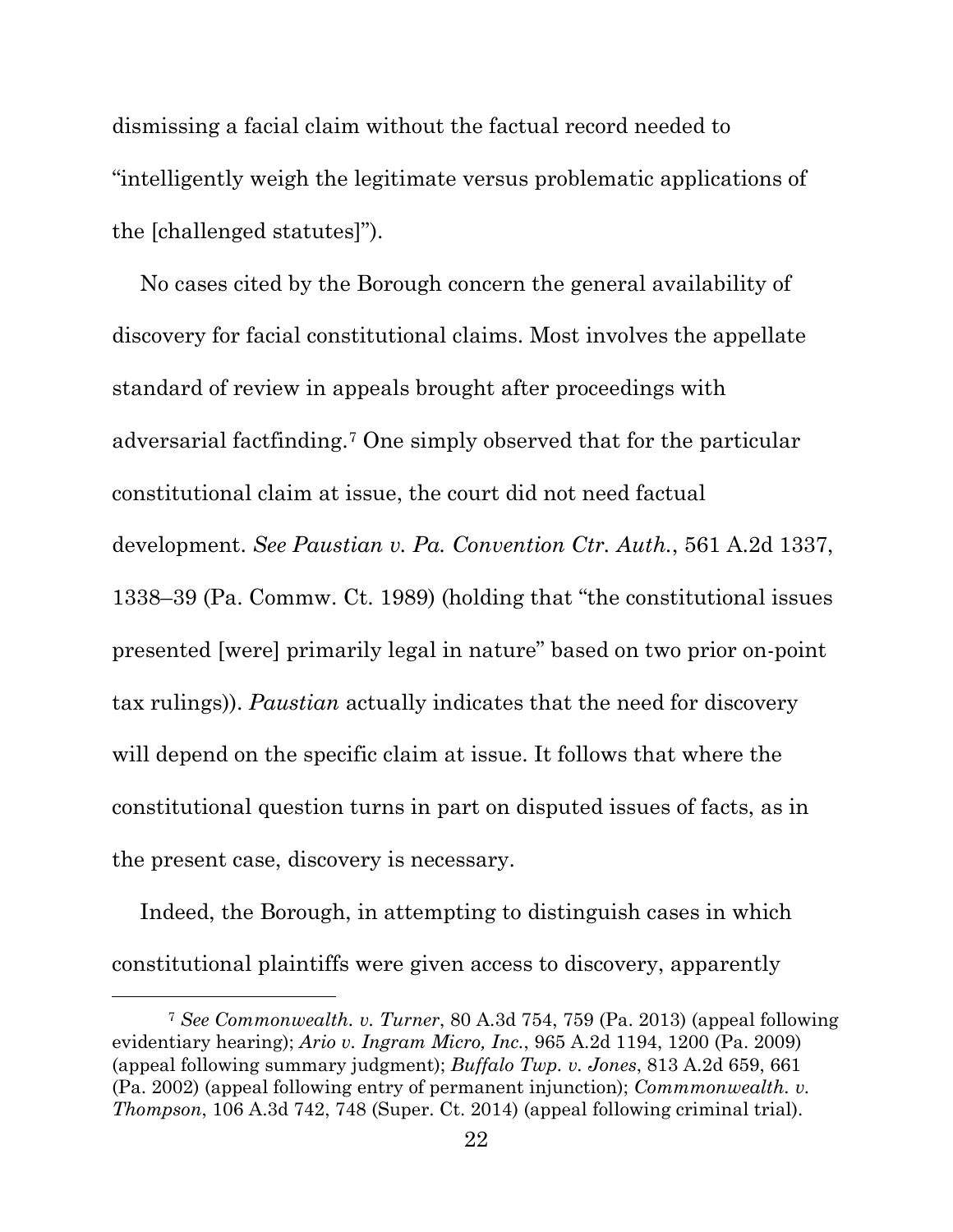dismissing a facial claim without the factual record needed to "intelligently weigh the legitimate versus problematic applications of the [challenged statutes]").

No cases cited by the Borough concern the general availability of discovery for facial constitutional claims. Most involves the appellate standard of review in appeals brought after proceedings with adversarial factfinding.[7] One simply observed that for the particular constitutional claim at issue, the court did not need factual development. *See Paustian v. Pa. Convention Ctr. Auth.*, 561 A.2d 1337, 1338–39 (Pa. Commw. Ct. 1989) (holding that "the constitutional issues presented [were] primarily legal in nature" based on two prior on-point tax rulings)). *Paustian* actually indicates that the need for discovery will depend on the specific claim at issue. It follows that where the constitutional question turns in part on disputed issues of facts, as in the present case, discovery is necessary.

Indeed, the Borough, in attempting to distinguish cases in which constitutional plaintiffs were given access to discovery, apparently

---

[7] *See Commonwealth. v. Turner*, 80 A.3d 754, 759 (Pa. 2013) (appeal following evidentiary hearing); *Ario v. Ingram Micro, Inc.*, 965 A.2d 1194, 1200 (Pa. 2009) (appeal following summary judgment); *Buffalo Twp. v. Jones*, 813 A.2d 659, 661 (Pa. 2002) (appeal following entry of permanent injunction); *Commmonwealth. v. Thompson*, 106 A.3d 742, 748 (Super. Ct. 2014) (appeal following criminal trial).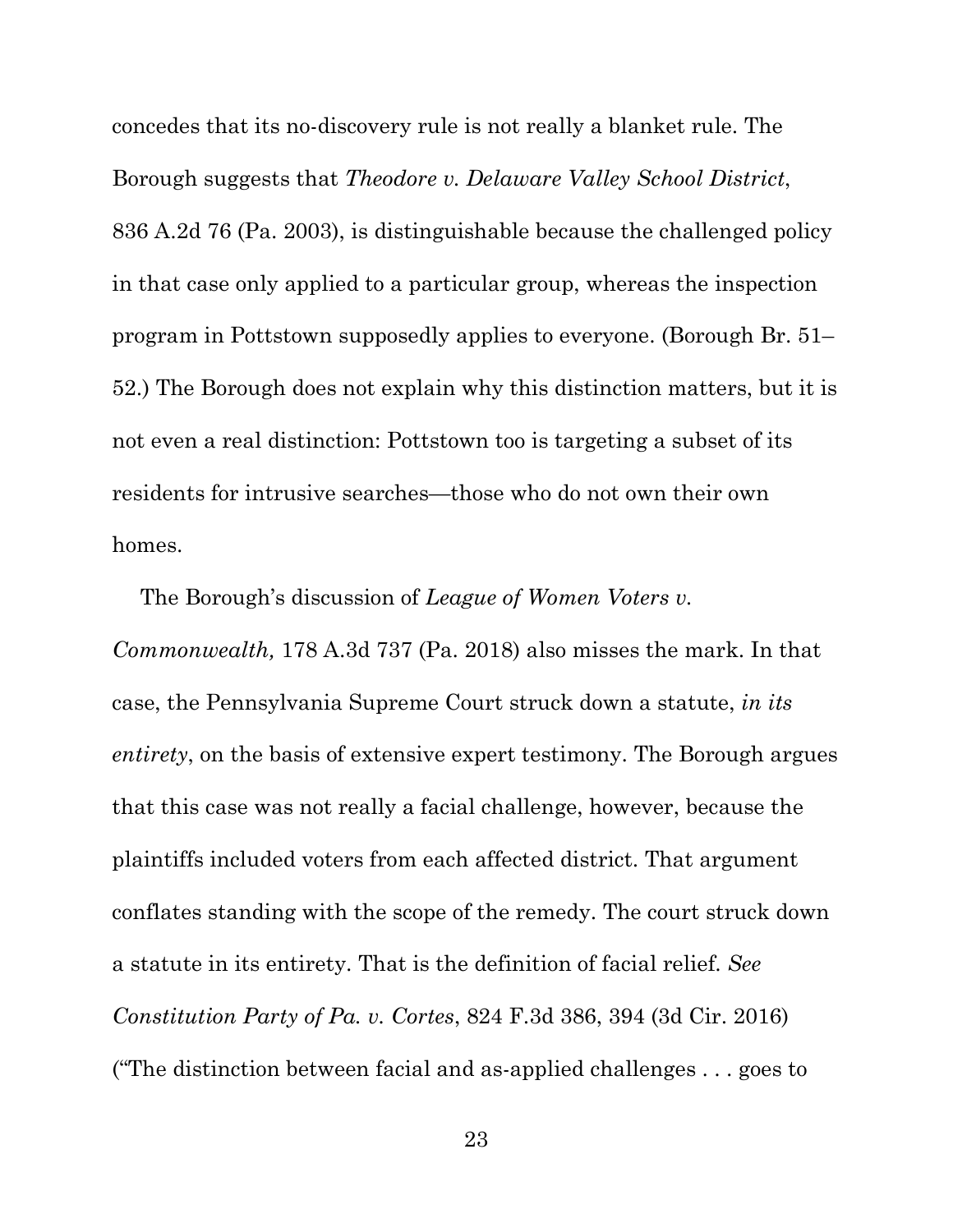concedes that its no-discovery rule is not really a blanket rule. The Borough suggests that *Theodore v. Delaware Valley School District*, 836 A.2d 76 (Pa. 2003), is distinguishable because the challenged policy in that case only applied to a particular group, whereas the inspection program in Pottstown supposedly applies to everyone. (Borough Br. 51–52.) The Borough does not explain why this distinction matters, but it is not even a real distinction: Pottstown too is targeting a subset of its residents for intrusive searches—those who do not own their own homes.

The Borough's discussion of *League of Women Voters v. Commonwealth,* 178 A.3d 737 (Pa. 2018) also misses the mark. In that case, the Pennsylvania Supreme Court struck down a statute, *in its entirety*, on the basis of extensive expert testimony. The Borough argues that this case was not really a facial challenge, however, because the plaintiffs included voters from each affected district. That argument conflates standing with the scope of the remedy. The court struck down a statute in its entirety. That is the definition of facial relief. *See Constitution Party of Pa. v. Cortes*, 824 F.3d 386, 394 (3d Cir. 2016) ("The distinction between facial and as-applied challenges . . . goes to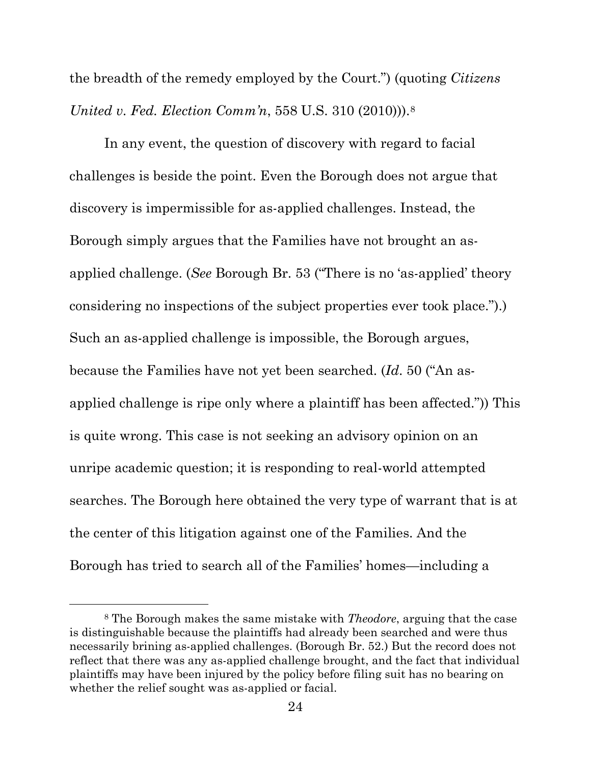the breadth of the remedy employed by the Court.") (quoting *Citizens United v. Fed. Election Comm'n*, 558 U.S. 310 (2010))).[8]

In any event, the question of discovery with regard to facial challenges is beside the point. Even the Borough does not argue that discovery is impermissible for as-applied challenges. Instead, the Borough simply argues that the Families have not brought an as-applied challenge. (*See* Borough Br. 53 ("There is no 'as-applied' theory considering no inspections of the subject properties ever took place.").) Such an as-applied challenge is impossible, the Borough argues, because the Families have not yet been searched. (*Id.* 50 ("An as-applied challenge is ripe only where a plaintiff has been affected.")) This is quite wrong. This case is not seeking an advisory opinion on an unripe academic question; it is responding to real-world attempted searches. The Borough here obtained the very type of warrant that is at the center of this litigation against one of the Families. And the Borough has tried to search all of the Families' homes—including a

---

[8] The Borough makes the same mistake with *Theodore*, arguing that the case is distinguishable because the plaintiffs had already been searched and were thus necessarily brining as-applied challenges. (Borough Br. 52.) But the record does not reflect that there was any as-applied challenge brought, and the fact that individual plaintiffs may have been injured by the policy before filing suit has no bearing on whether the relief sought was as-applied or facial.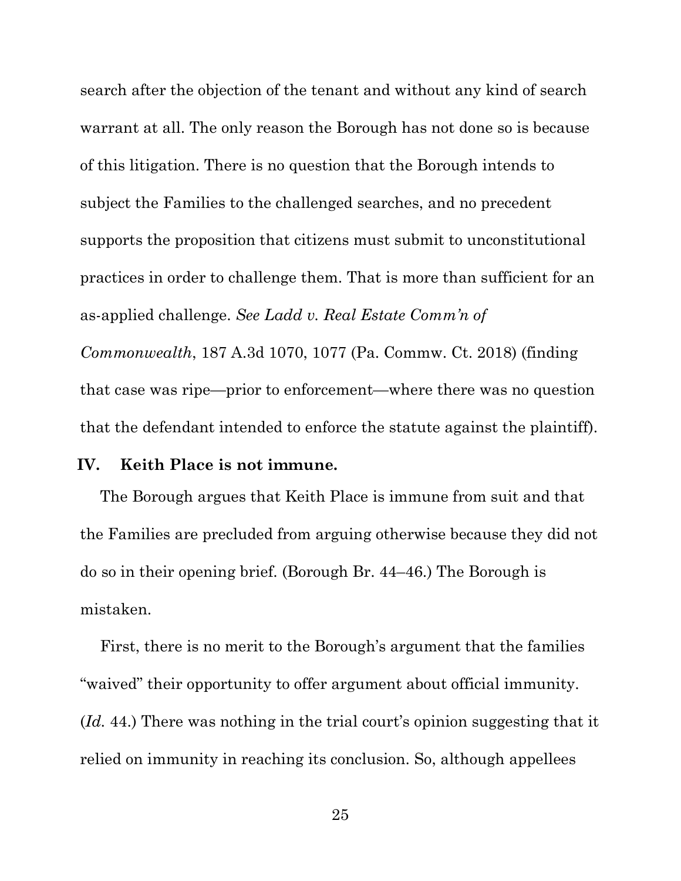search after the objection of the tenant and without any kind of search warrant at all. The only reason the Borough has not done so is because of this litigation. There is no question that the Borough intends to subject the Families to the challenged searches, and no precedent supports the proposition that citizens must submit to unconstitutional practices in order to challenge them. That is more than sufficient for an as-applied challenge. *See Ladd v. Real Estate Comm'n of Commonwealth*, 187 A.3d 1070, 1077 (Pa. Commw. Ct. 2018) (finding that case was ripe—prior to enforcement—where there was no question that the defendant intended to enforce the statute against the plaintiff).

## IV. Keith Place is not immune.

The Borough argues that Keith Place is immune from suit and that the Families are precluded from arguing otherwise because they did not do so in their opening brief. (Borough Br. 44–46.) The Borough is mistaken.

First, there is no merit to the Borough's argument that the families "waived" their opportunity to offer argument about official immunity. (*Id.* 44.) There was nothing in the trial court's opinion suggesting that it relied on immunity in reaching its conclusion. So, although appellees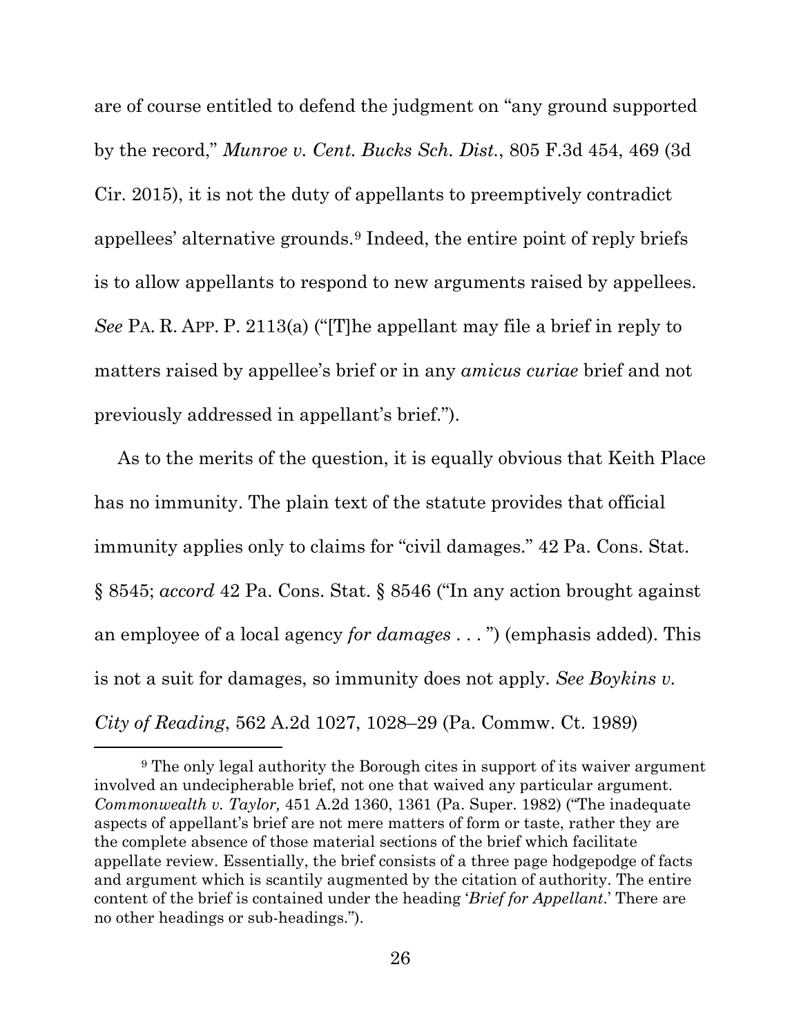are of course entitled to defend the judgment on "any ground supported by the record," *Munroe v. Cent. Bucks Sch. Dist.*, 805 F.3d 454, 469 (3d Cir. 2015), it is not the duty of appellants to preemptively contradict appellees' alternative grounds.[9] Indeed, the entire point of reply briefs is to allow appellants to respond to new arguments raised by appellees. *See* PA. R. APP. P. 2113(a) ("[T]he appellant may file a brief in reply to matters raised by appellee's brief or in any *amicus curiae* brief and not previously addressed in appellant's brief.").

As to the merits of the question, it is equally obvious that Keith Place has no immunity. The plain text of the statute provides that official immunity applies only to claims for "civil damages." 42 Pa. Cons. Stat. § 8545; *accord* 42 Pa. Cons. Stat. § 8546 ("In any action brought against an employee of a local agency *for damages* . . . ") (emphasis added). This is not a suit for damages, so immunity does not apply. *See Boykins v. City of Reading*, 562 A.2d 1027, 1028–29 (Pa. Commw. Ct. 1989)

---

[9] The only legal authority the Borough cites in support of its waiver argument involved an undecipherable brief, not one that waived any particular argument. *Commonwealth v. Taylor,* 451 A.2d 1360, 1361 (Pa. Super. 1982) ("The inadequate aspects of appellant's brief are not mere matters of form or taste, rather they are the complete absence of those material sections of the brief which facilitate appellate review. Essentially, the brief consists of a three page hodgepodge of facts and argument which is scantily augmented by the citation of authority. The entire content of the brief is contained under the heading '*Brief for Appellant*.' There are no other headings or sub-headings.").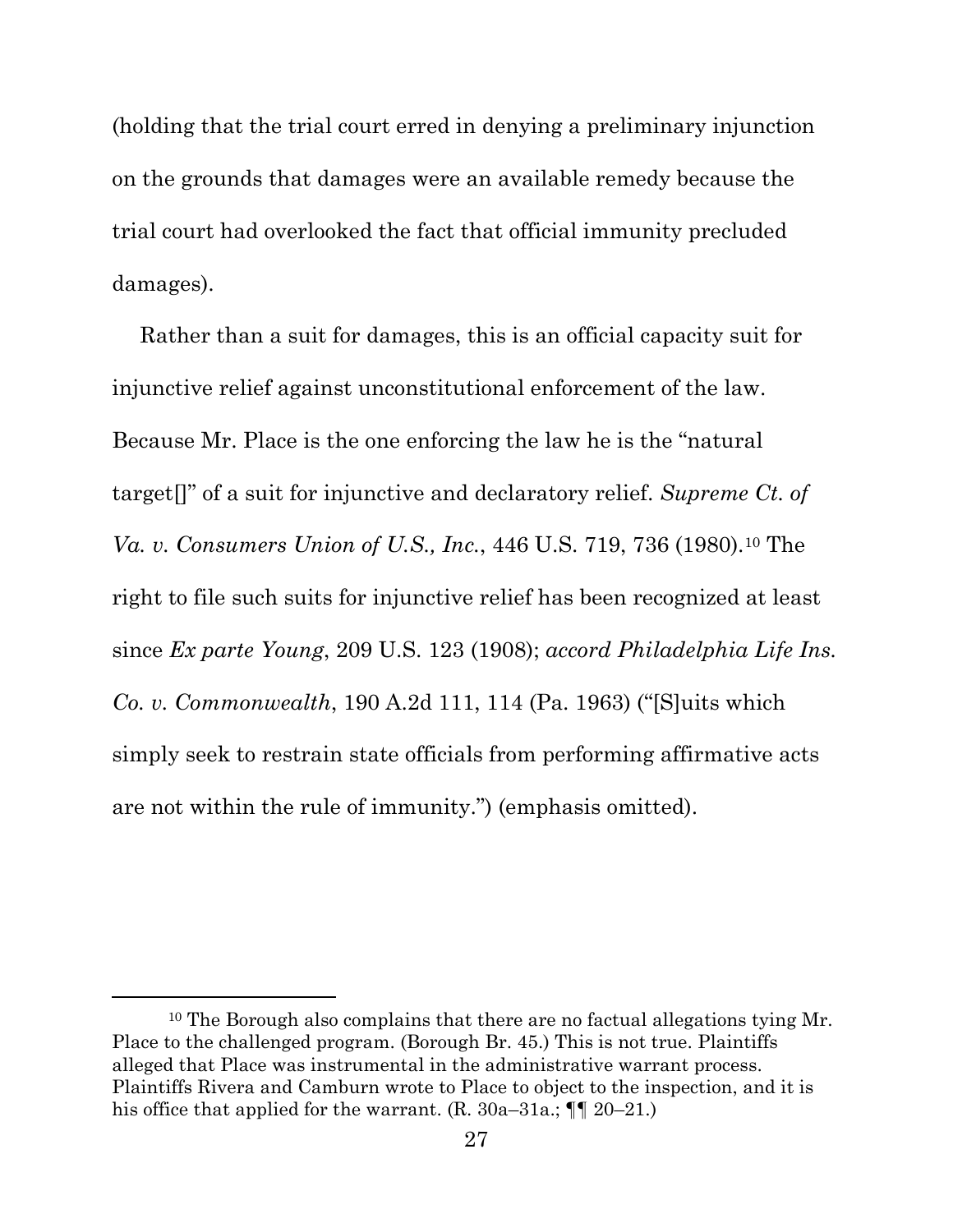(holding that the trial court erred in denying a preliminary injunction on the grounds that damages were an available remedy because the trial court had overlooked the fact that official immunity precluded damages).

Rather than a suit for damages, this is an official capacity suit for injunctive relief against unconstitutional enforcement of the law. Because Mr. Place is the one enforcing the law he is the "natural target[]" of a suit for injunctive and declaratory relief. *Supreme Ct. of Va. v. Consumers Union of U.S., Inc.*, 446 U.S. 719, 736 (1980).[10] The right to file such suits for injunctive relief has been recognized at least since *Ex parte Young*, 209 U.S. 123 (1908); *accord Philadelphia Life Ins. Co. v. Commonwealth*, 190 A.2d 111, 114 (Pa. 1963) ("[S]uits which simply seek to restrain state officials from performing affirmative acts are not within the rule of immunity.") (emphasis omitted).

---

[10] The Borough also complains that there are no factual allegations tying Mr. Place to the challenged program. (Borough Br. 45.) This is not true. Plaintiffs alleged that Place was instrumental in the administrative warrant process. Plaintiffs Rivera and Camburn wrote to Place to object to the inspection, and it is his office that applied for the warrant. (R. 30a–31a.; ¶¶ 20–21.)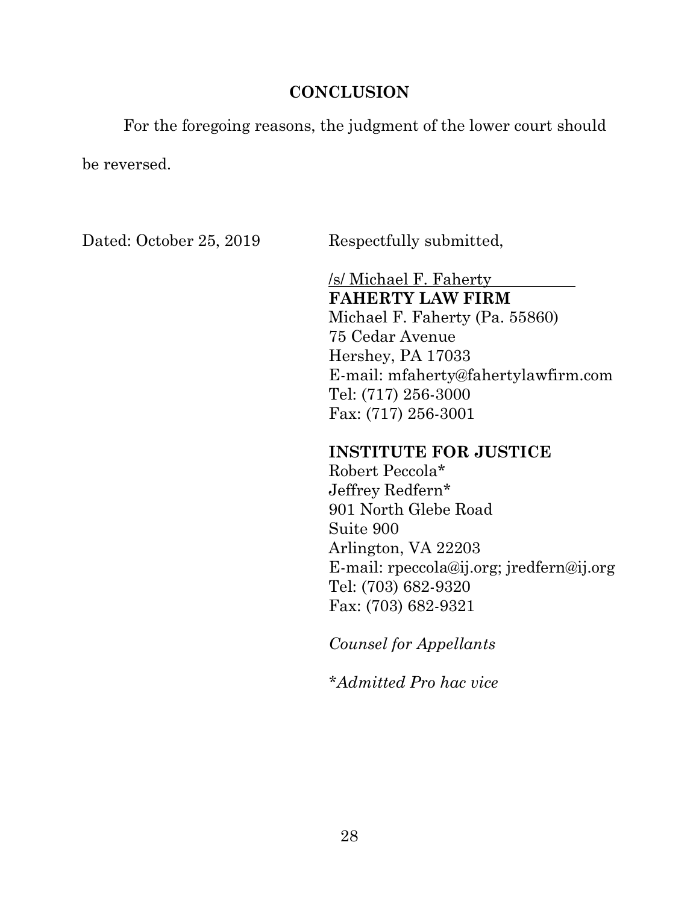## CONCLUSION

For the foregoing reasons, the judgment of the lower court should be reversed.

Dated: October 25, 2019

Respectfully submitted,

/s/ Michael F. Faherty
**FAHERTY LAW FIRM**
Michael F. Faherty (Pa. 55860)
75 Cedar Avenue
Hershey, PA 17033
E-mail: mfaherty@fahertylawfirm.com
Tel: (717) 256-3000
Fax: (717) 256-3001

**INSTITUTE FOR JUSTICE**
Robert Peccola*
Jeffrey Redfern*
901 North Glebe Road
Suite 900
Arlington, VA 22203
E-mail: rpeccola@ij.org; jredfern@ij.org
Tel: (703) 682-9320
Fax: (703) 682-9321

*Counsel for Appellants*

\**Admitted Pro hac vice*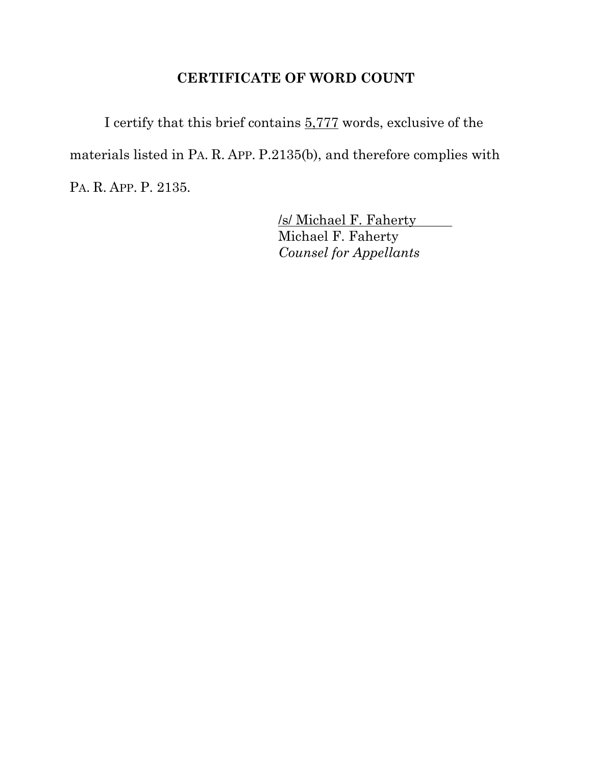## CERTIFICATE OF WORD COUNT

I certify that this brief contains 5,777 words, exclusive of the materials listed in PA. R. APP. P.2135(b), and therefore complies with PA. R. APP. P. 2135.

/s/ Michael F. Faherty
Michael F. Faherty
*Counsel for Appellants*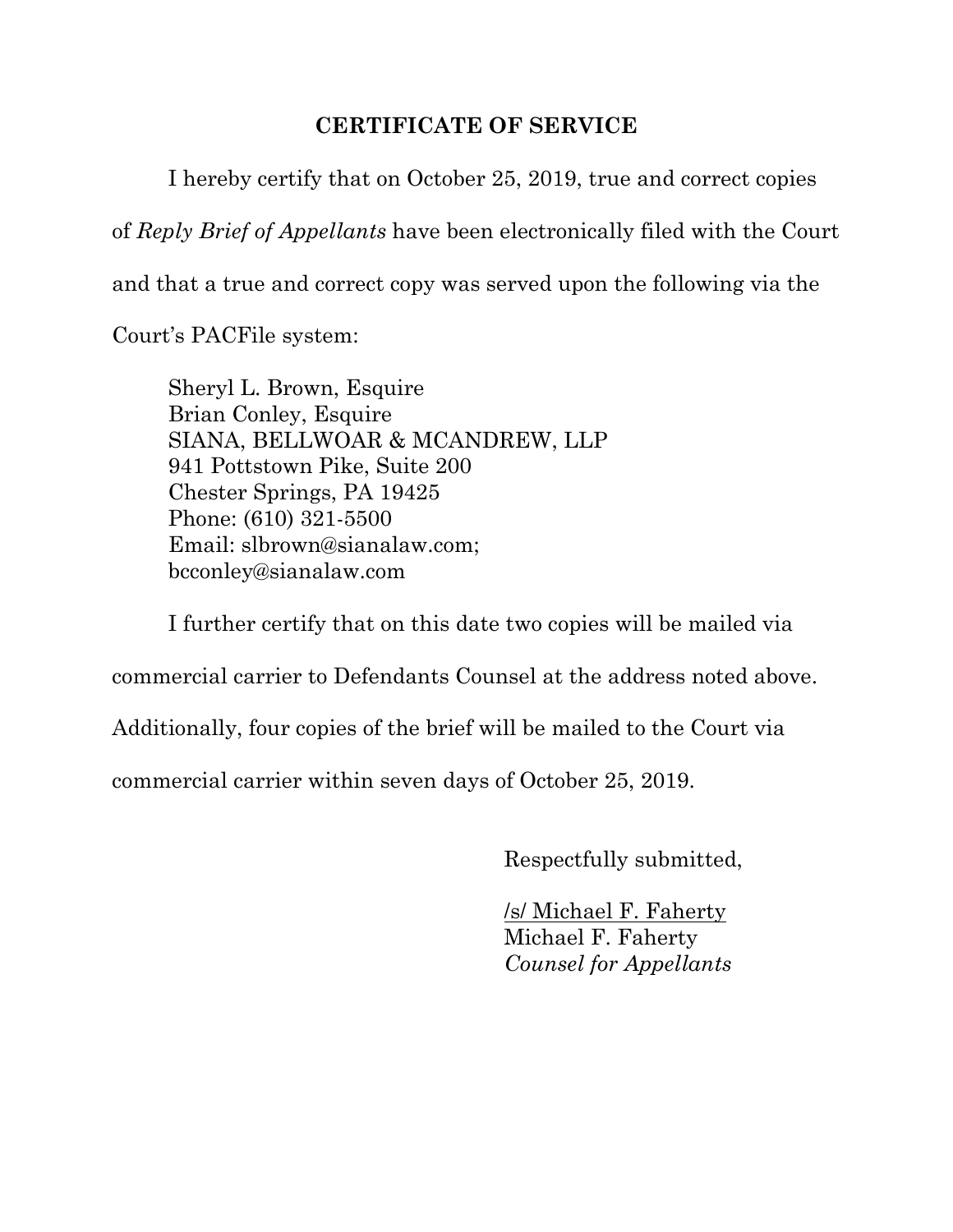## CERTIFICATE OF SERVICE

I hereby certify that on October 25, 2019, true and correct copies of *Reply Brief of Appellants* have been electronically filed with the Court and that a true and correct copy was served upon the following via the Court's PACFile system:

> Sheryl L. Brown, Esquire
> Brian Conley, Esquire
> SIANA, BELLWOAR & MCANDREW, LLP
> 941 Pottstown Pike, Suite 200
> Chester Springs, PA 19425
> Phone: (610) 321-5500
> Email: slbrown@sianalaw.com;
> bcconley@sianalaw.com

I further certify that on this date two copies will be mailed via commercial carrier to Defendants Counsel at the address noted above. Additionally, four copies of the brief will be mailed to the Court via commercial carrier within seven days of October 25, 2019.

Respectfully submitted,

/s/ Michael F. Faherty
Michael F. Faherty
*Counsel for Appellants*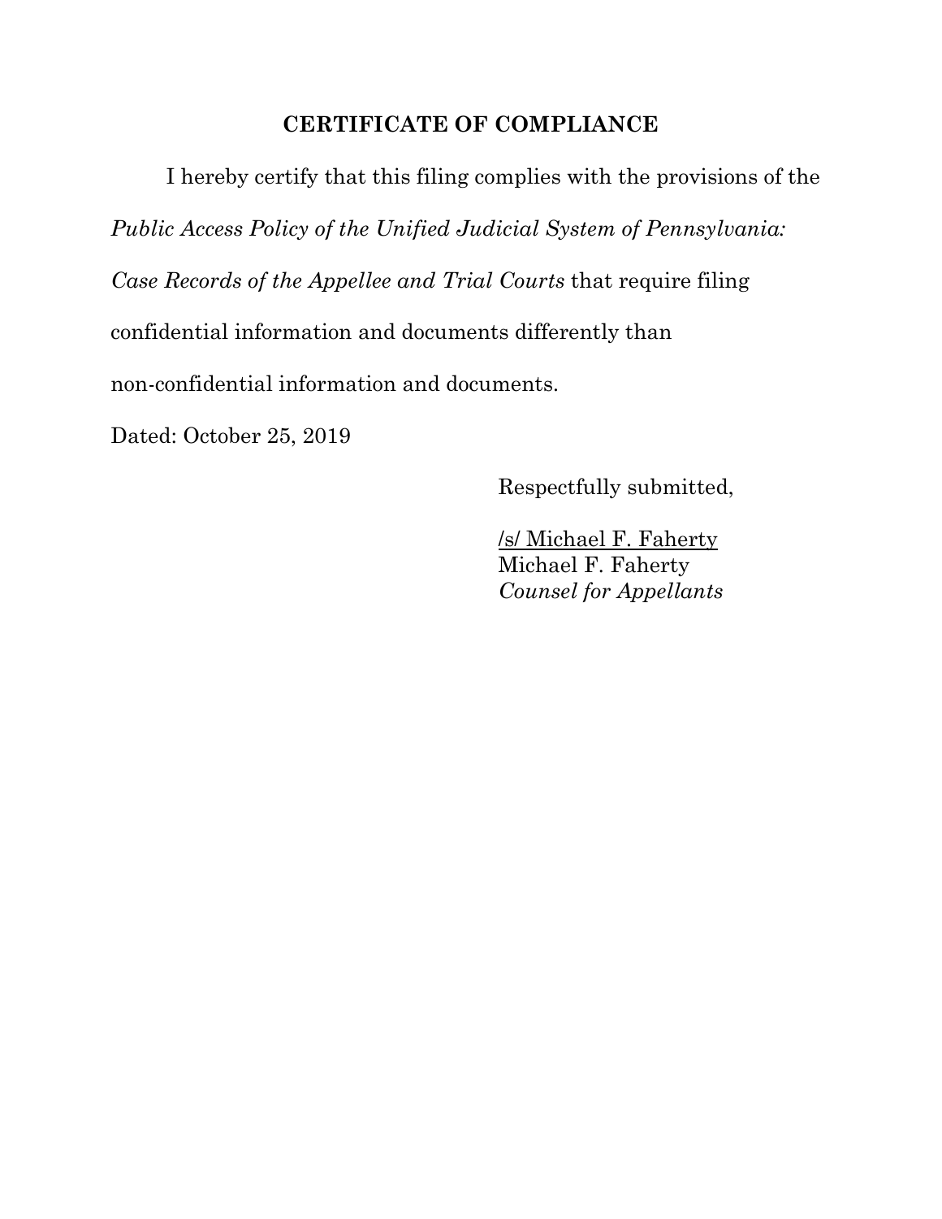## CERTIFICATE OF COMPLIANCE

I hereby certify that this filing complies with the provisions of the *Public Access Policy of the Unified Judicial System of Pennsylvania: Case Records of the Appellee and Trial Courts* that require filing confidential information and documents differently than non-confidential information and documents.

Dated: October 25, 2019

Respectfully submitted,

/s/ Michael F. Faherty
Michael F. Faherty
*Counsel for Appellants*